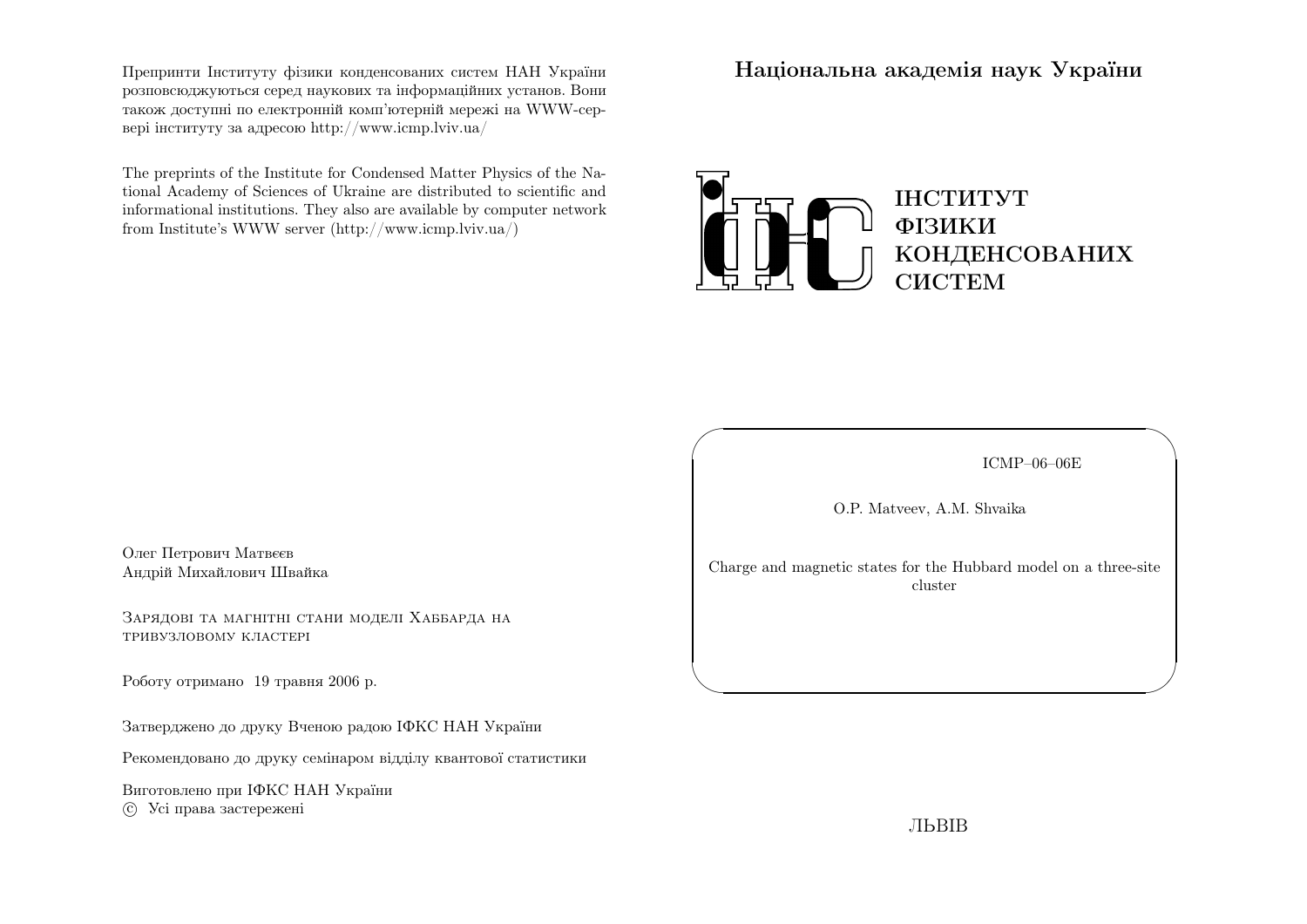Препринти Інституту фізики конденсованих систем НАН України розповсюджуються серед наукових та інформаційних установ. Вони також доступні по електронній комп'ютерній мережі на WWW-сервері інституту за адресою http://www.icmp.lviv.ua/

The preprints of the Institute for Condensed Matter Physics of the National Academy of Sciences of Ukraine are distributed to scientific and informational institutions. They also are available by computer network from Institute's WWW server (http://www.icmp.lviv.ua/)

Олег Петрович Матвєєв
Андрій Михайлович Швайка

Зарядові та магнітні стани моделі Хаббарда на тривузловому кластері

Роботу отримано 19 травня 2006 р.

Затверджено до друку Вченою радою ІФКС НАН України

Рекомендовано до друку семінаром відділу квантової статистики

Виготовлено при ІФКС НАН України
© Усі права застережені

**Національна академія наук України**

**ІНСТИТУТ ФІЗИКИ КОНДЕНСОВАНИХ СИСТЕМ**

ICMP–06–06E

O.P. Matveev, A.M. Shvaika

Charge and magnetic states for the Hubbard model on a three-site cluster

ЛЬВІВ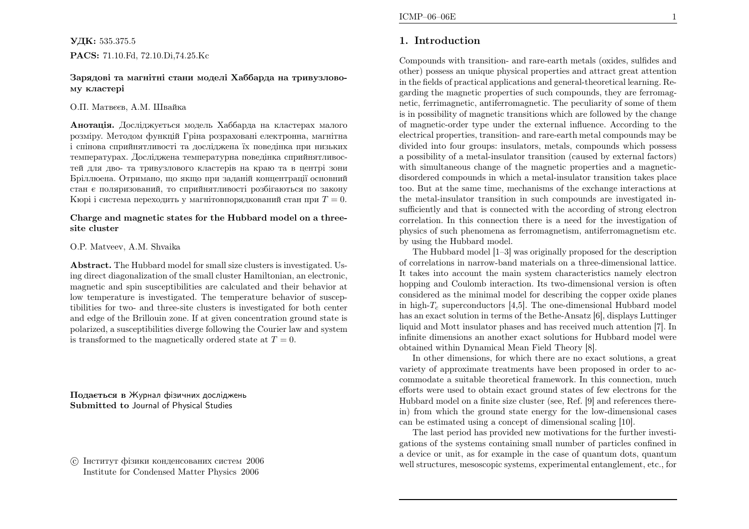**УДК:** 535.375.5

**PACS:** 71.10.Fd, 72.10.Di,74.25.Kc

**Зарядові та магнітні стани моделі Хаббарда на тривузловому кластері**

О.П. Матвєєв, А.М. Швайка

**Анотація.** Досліджується модель Хаббарда на кластерах малого розміру. Методом функцій Гріна розраховані електронна, магнітна і спінова сприйнятливості та досліджена їх поведінка при низьких температурах. Досліджена температурна поведінка сприйнятливостей для дво- та тривузлового кластерів на краю та в центрі зони Бріллюена. Отримано, що якщо при заданій концентрації основний стан є поляризований, то сприйнятливості розбігаються по закону Кюрі і система переходить у магнітовпорядкований стан при $T = 0$.

**Charge and magnetic states for the Hubbard model on a three-site cluster**

O.P. Matveev, A.M. Shvaika

**Abstract.** The Hubbard model for small size clusters is investigated. Using direct diagonalization of the small cluster Hamiltonian, an electronic, magnetic and spin susceptibilities are calculated and their behavior at low temperature is investigated. The temperature behavior of susceptibilities for two- and three-site clusters is investigated for both center and edge of the Brillouin zone. If at given concentration ground state is polarized, a susceptibilities diverge following the Courier law and system is transformed to the magnetically ordered state at $T = 0$.

**Подається в** Журнал фізичних досліджень
**Submitted to** Journal of Physical Studies

© Інститут фізики конденсованих систем 2006
Institute for Condensed Matter Physics 2006

## 1. Introduction

Compounds with transition- and rare-earth metals (oxides, sulfides and other) possess an unique physical properties and attract great attention in the fields of practical applications and general-theoretical learning. Regarding the magnetic properties of such compounds, they are ferromagnetic, ferrimagnetic, antiferromagnetic. The peculiarity of some of them is in possibility of magnetic transitions which are followed by the change of magnetic-order type under the external influence. According to the electrical properties, transition- and rare-earth metal compounds may be divided into four groups: insulators, metals, compounds which possess a possibility of a metal-insulator transition (caused by external factors) with simultaneous change of the magnetic properties and a magnetic-disordered compounds in which a metal-insulator transition takes place too. But at the same time, mechanisms of the exchange interactions at the metal-insulator transition in such compounds are investigated insufficiently and that is connected with the according of strong electron correlation. In this connection there is a need for the investigation of physics of such phenomena as ferromagnetism, antiferromagnetism etc. by using the Hubbard model.

The Hubbard model [1–3] was originally proposed for the description of correlations in narrow-band materials on a three-dimensional lattice. It takes into account the main system characteristics namely electron hopping and Coulomb interaction. Its two-dimensional version is often considered as the minimal model for describing the copper oxide planes in high-$T_c$ superconductors [4,5]. The one-dimensional Hubbard model has an exact solution in terms of the Bethe-Ansatz [6], displays Luttinger liquid and Mott insulator phases and has received much attention [7]. In infinite dimensions an another exact solutions for Hubbard model were obtained within Dynamical Mean Field Theory [8].

In other dimensions, for which there are no exact solutions, a great variety of approximate treatments have been proposed in order to accommodate a suitable theoretical framework. In this connection, much efforts were used to obtain exact ground states of few electrons for the Hubbard model on a finite size cluster (see, Ref. [9] and references therein) from which the ground state energy for the low-dimensional cases can be estimated using a concept of dimensional scaling [10].

The last period has provided new motivations for the further investigations of the systems containing small number of particles confined in a device or unit, as for example in the case of quantum dots, quantum well structures, mesoscopic systems, experimental entanglement, etc., for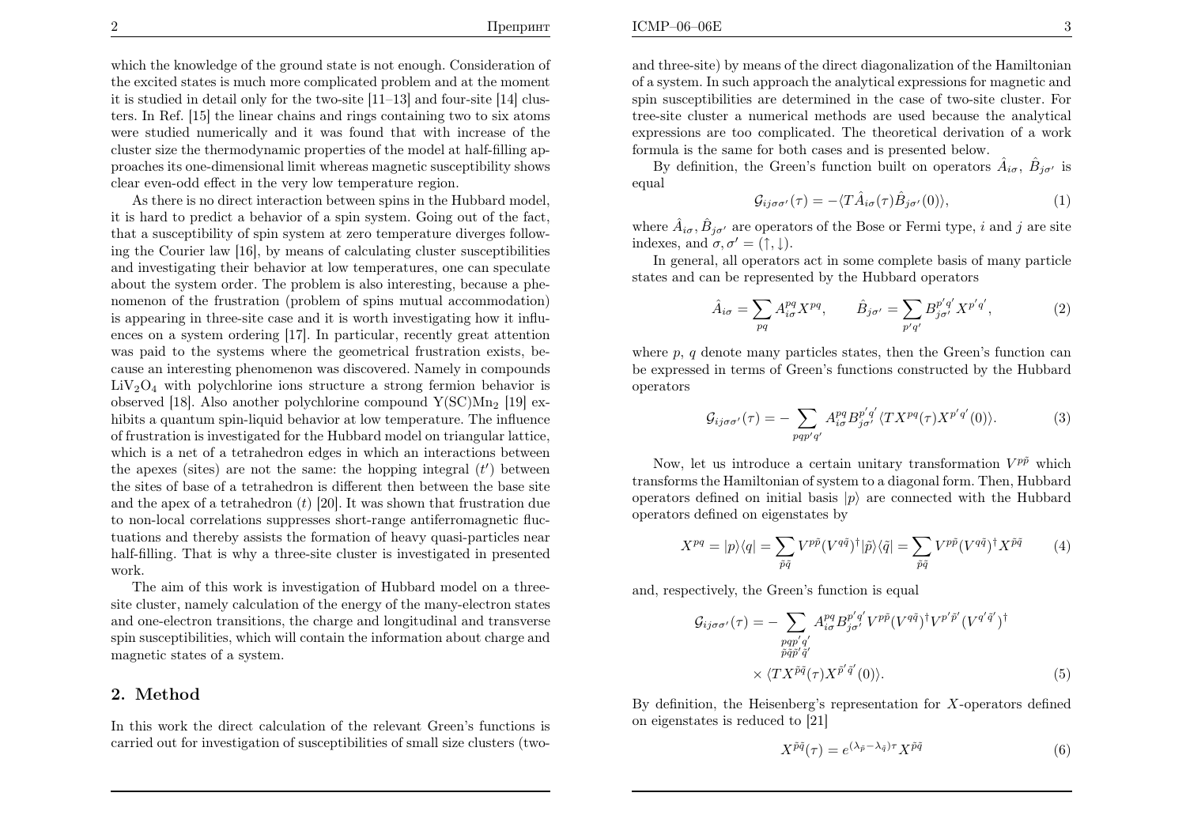which the knowledge of the ground state is not enough. Consideration of the excited states is much more complicated problem and at the moment it is studied in detail only for the two-site [11–13] and four-site [14] clusters. In Ref. [15] the linear chains and rings containing two to six atoms were studied numerically and it was found that with increase of the cluster size the thermodynamic properties of the model at half-filling approaches its one-dimensional limit whereas magnetic susceptibility shows clear even-odd effect in the very low temperature region.

As there is no direct interaction between spins in the Hubbard model, it is hard to predict a behavior of a spin system. Going out of the fact, that a susceptibility of spin system at zero temperature diverges following the Courier law [16], by means of calculating cluster susceptibilities and investigating their behavior at low temperatures, one can speculate about the system order. The problem is also interesting, because a phenomenon of the frustration (problem of spins mutual accommodation) is appearing in three-site case and it is worth investigating how it influences on a system ordering [17]. In particular, recently great attention was paid to the systems where the geometrical frustration exists, because an interesting phenomenon was discovered. Namely in compounds $LiV_2O_4$ with polychlorine ions structure a strong fermion behavior is observed [18]. Also another polychlorine compound $Y(SC)Mn_2$ [19] exhibits a quantum spin-liquid behavior at low temperature. The influence of frustration is investigated for the Hubbard model on triangular lattice, which is a net of a tetrahedron edges in which an interactions between the apexes (sites) are not the same: the hopping integral ($t'$) between the sites of base of a tetrahedron is different then between the base site and the apex of a tetrahedron ($t$) [20]. It was shown that frustration due to non-local correlations suppresses short-range antiferromagnetic fluctuations and thereby assists the formation of heavy quasi-particles near half-filling. That is why a three-site cluster is investigated in presented work.

The aim of this work is investigation of Hubbard model on a three-site cluster, namely calculation of the energy of the many-electron states and one-electron transitions, the charge and longitudinal and transverse spin susceptibilities, which will contain the information about charge and magnetic states of a system.

## 2. Method

In this work the direct calculation of the relevant Green's functions is carried out for investigation of susceptibilities of small size clusters (two- and three-site) by means of the direct diagonalization of the Hamiltonian of a system. In such approach the analytical expressions for magnetic and spin susceptibilities are determined in the case of two-site cluster. For tree-site cluster a numerical methods are used because the analytical expressions are too complicated. The theoretical derivation of a work formula is the same for both cases and is presented below.

By definition, the Green's function built on operators $\hat{A}_{i\sigma}$, $\hat{B}_{j\sigma'}$ is equal

$$\mathcal{G}_{ij\sigma\sigma'}(\tau) = -\langle T\hat{A}_{i\sigma}(\tau)\hat{B}_{j\sigma'}(0)\rangle, \tag{1}$$

where $\hat{A}_{i\sigma}, \hat{B}_{j\sigma'}$ are operators of the Bose or Fermi type, $i$ and $j$ are site indexes, and $\sigma, \sigma' = (\uparrow, \downarrow)$.

In general, all operators act in some complete basis of many particle states and can be represented by the Hubbard operators

$$\hat{A}_{i\sigma} = \sum_{pq} A^{pq}_{i\sigma} X^{pq}, \qquad \hat{B}_{j\sigma'} = \sum_{p'q'} B^{p'q'}_{j\sigma'} X^{p'q'}, \tag{2}$$

where $p$, $q$ denote many particles states, then the Green's function can be expressed in terms of Green's functions constructed by the Hubbard operators

$$\mathcal{G}_{ij\sigma\sigma'}(\tau) = -\sum_{pqp'q'} A^{pq}_{i\sigma} B^{p'q'}_{j\sigma'} \langle T X^{pq}(\tau) X^{p'q'}(0)\rangle. \tag{3}$$

Now, let us introduce a certain unitary transformation $V^{p\tilde{p}}$ which transforms the Hamiltonian of system to a diagonal form. Then, Hubbard operators defined on initial basis $|p\rangle$ are connected with the Hubbard operators defined on eigenstates by

$$X^{pq} = |p\rangle\langle q| = \sum_{\tilde{p}\tilde{q}} V^{p\tilde{p}} (V^{q\tilde{q}})^{\dagger} |\tilde{p}\rangle\langle\tilde{q}| = \sum_{\tilde{p}\tilde{q}} V^{p\tilde{p}} (V^{q\tilde{q}})^{\dagger} X^{\tilde{p}\tilde{q}} \tag{4}$$

and, respectively, the Green's function is equal

$$\mathcal{G}_{ij\sigma\sigma'}(\tau) = -\sum_{\substack{pqp'q' \\ \tilde{p}\tilde{q}\tilde{p}'\tilde{q}'}} A^{pq}_{i\sigma} B^{p'q'}_{j\sigma'} V^{p\tilde{p}} (V^{q\tilde{q}})^{\dagger} V^{p'\tilde{p}'} (V^{q'\tilde{q}'})^{\dagger} \times \langle T X^{\tilde{p}\tilde{q}}(\tau) X^{\tilde{p}'\tilde{q}'}(0)\rangle. \tag{5}$$

By definition, the Heisenberg's representation for $X$-operators defined on eigenstates is reduced to [21]

$$X^{\tilde{p}\tilde{q}}(\tau) = e^{(\lambda_{\tilde{p}} - \lambda_{\tilde{q}})\tau} X^{\tilde{p}\tilde{q}} \tag{6}$$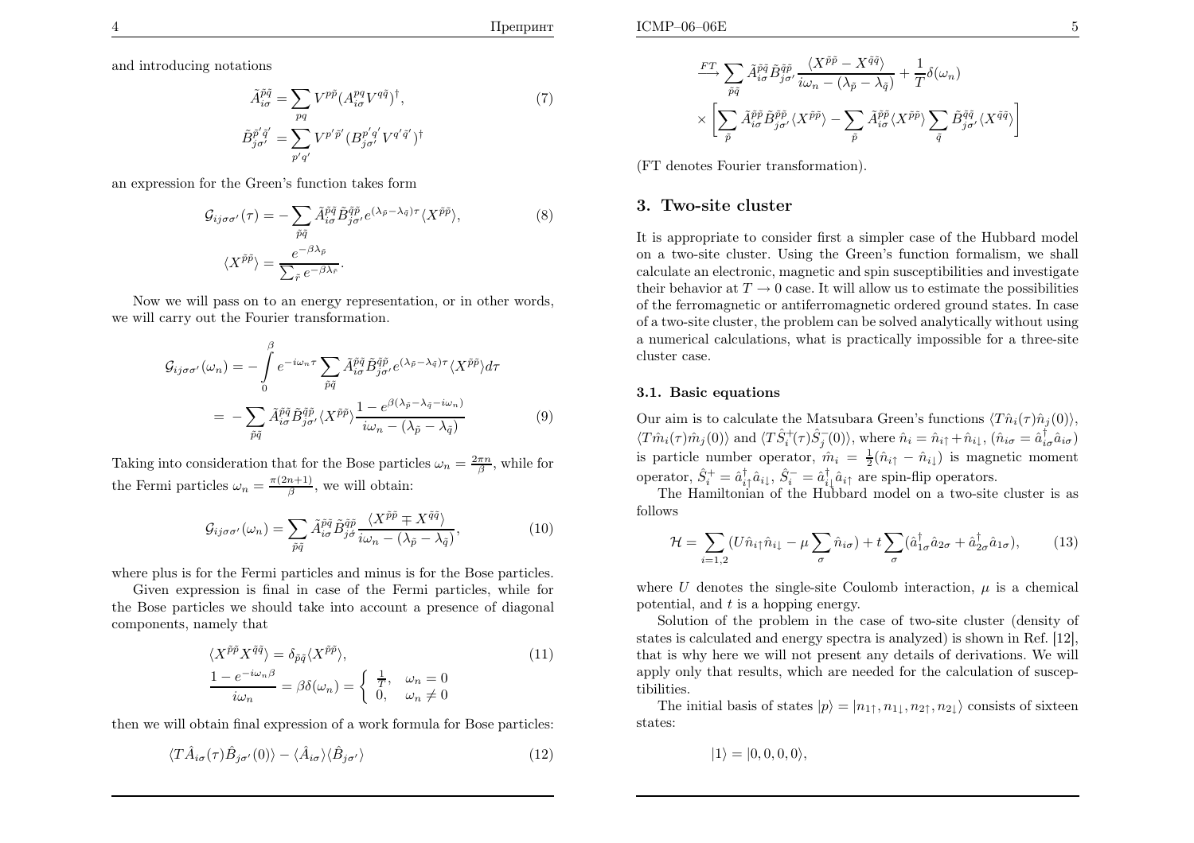and introducing notations

$$\tilde{A}^{\tilde{p}\tilde{q}}_{i\sigma} = \sum_{pq} V^{p\tilde{p}} (A^{pq}_{i\sigma} V^{q\tilde{q}})^{\dagger}, \qquad (7)$$

$$\tilde{B}^{\tilde{p}'\tilde{q}'}_{j\sigma'} = \sum_{p'q'} V^{p'\tilde{p}'} (B^{p'q'}_{j\sigma'} V^{q'\tilde{q}'})^{\dagger}$$

an expression for the Green's function takes form

$$\mathcal{G}_{ij\sigma\sigma'}(\tau) = -\sum_{\tilde{p}\tilde{q}} \tilde{A}^{\tilde{p}\tilde{q}}_{i\sigma} \tilde{B}^{\tilde{q}\tilde{p}}_{j\sigma'} e^{(\lambda_{\tilde{p}} - \lambda_{\tilde{q}})\tau} \langle X^{\tilde{p}\tilde{p}} \rangle, \qquad (8)$$

$$\langle X^{\tilde{p}\tilde{p}} \rangle = \frac{e^{-\beta\lambda_{\tilde{p}}}}{\sum_{\tilde{r}} e^{-\beta\lambda_{\tilde{r}}}}.$$

Now we will pass on to an energy representation, or in other words, we will carry out the Fourier transformation.

$$\mathcal{G}_{ij\sigma\sigma'}(\omega_n) = -\int_0^{\beta} e^{-i\omega_n\tau} \sum_{\tilde{p}\tilde{q}} \tilde{A}^{\tilde{p}\tilde{q}}_{i\sigma} \tilde{B}^{\tilde{q}\tilde{p}}_{j\sigma'} e^{(\lambda_{\tilde{p}} - \lambda_{\tilde{q}})\tau} \langle X^{\tilde{p}\tilde{p}} \rangle d\tau$$

$$= -\sum_{\tilde{p}\tilde{q}} \tilde{A}^{\tilde{p}\tilde{q}}_{i\sigma} \tilde{B}^{\tilde{q}\tilde{p}}_{j\sigma'} \langle X^{\tilde{p}\tilde{p}} \rangle \frac{1 - e^{\beta(\lambda_{\tilde{p}} - \lambda_{\tilde{q}} - i\omega_n)}}{i\omega_n - (\lambda_{\tilde{p}} - \lambda_{\tilde{q}})} \qquad (9)$$

Taking into consideration that for the Bose particles $\omega_n = \frac{2\pi n}{\beta}$, while for the Fermi particles $\omega_n = \frac{\pi(2n+1)}{\beta}$, we will obtain:

$$\mathcal{G}_{ij\sigma\sigma'}(\omega_n) = \sum_{\tilde{p}\tilde{q}} \tilde{A}^{\tilde{p}\tilde{q}}_{i\sigma} \tilde{B}^{\tilde{q}\tilde{p}}_{j\tilde{\sigma}} \frac{\langle X^{\tilde{p}\tilde{p}} \mp X^{\tilde{q}\tilde{q}} \rangle}{i\omega_n - (\lambda_{\tilde{p}} - \lambda_{\tilde{q}})}, \qquad (10)$$

where plus is for the Fermi particles and minus is for the Bose particles.

Given expression is final in case of the Fermi particles, while for the Bose particles we should take into account a presence of diagonal components, namely that

$$\langle X^{\tilde{p}\tilde{p}} X^{\tilde{q}\tilde{q}} \rangle = \delta_{\tilde{p}\tilde{q}} \langle X^{\tilde{p}\tilde{p}} \rangle, \qquad (11)$$

$$\frac{1 - e^{-i\omega_n\beta}}{i\omega_n} = \beta\delta(\omega_n) = \begin{cases} \frac{1}{T}, & \omega_n = 0 \\ 0, & \omega_n \neq 0 \end{cases}$$

then we will obtain final expression of a work formula for Bose particles:

$$\langle T\hat{A}_{i\sigma}(\tau)\hat{B}_{j\sigma'}(0)\rangle - \langle \hat{A}_{i\sigma} \rangle \langle \hat{B}_{j\sigma'} \rangle \qquad (12)$$

$$\xrightarrow{FT} \sum_{\tilde{p}\tilde{q}} \tilde{A}^{\tilde{p}\tilde{q}}_{i\sigma} \tilde{B}^{\tilde{q}\tilde{p}}_{j\sigma'} \frac{\langle X^{\tilde{p}\tilde{p}} - X^{\tilde{q}\tilde{q}} \rangle}{i\omega_n - (\lambda_{\tilde{p}} - \lambda_{\tilde{q}})} + \frac{1}{T}\delta(\omega_n)$$

$$\times \left[ \sum_{\tilde{p}} \tilde{A}^{\tilde{p}\tilde{p}}_{i\sigma} \tilde{B}^{\tilde{p}\tilde{p}}_{j\sigma'} \langle X^{\tilde{p}\tilde{p}} \rangle - \sum_{\tilde{p}} \tilde{A}^{\tilde{p}\tilde{p}}_{i\sigma} \langle X^{\tilde{p}\tilde{p}} \rangle \sum_{\tilde{q}} \tilde{B}^{\tilde{q}\tilde{q}}_{j\sigma'} \langle X^{\tilde{q}\tilde{q}} \rangle \right]$$

(FT denotes Fourier transformation).

## 3. Two-site cluster

It is appropriate to consider first a simpler case of the Hubbard model on a two-site cluster. Using the Green's function formalism, we shall calculate an electronic, magnetic and spin susceptibilities and investigate their behavior at $T \to 0$ case. It will allow us to estimate the possibilities of the ferromagnetic or antiferromagnetic ordered ground states. In case of a two-site cluster, the problem can be solved analytically without using a numerical calculations, what is practically impossible for a three-site cluster case.

### 3.1. Basic equations

Our aim is to calculate the Matsubara Green's functions $\langle T\hat{n}_i(\tau)\hat{n}_j(0)\rangle$, $\langle T\hat{m}_i(\tau)\hat{m}_j(0)\rangle$ and $\langle T\hat{S}^+_i(\tau)\hat{S}^-_j(0)\rangle$, where $\hat{n}_i = \hat{n}_{i\uparrow} + \hat{n}_{i\downarrow}$, $(\hat{n}_{i\sigma} = \hat{a}^{\dagger}_{i\sigma}\hat{a}_{i\sigma})$ is particle number operator, $\hat{m}_i = \frac{1}{2}(\hat{n}_{i\uparrow} - \hat{n}_{i\downarrow})$ is magnetic moment operator, $\hat{S}^+_i = \hat{a}^{\dagger}_{i\uparrow}\hat{a}_{i\downarrow}$, $\hat{S}^-_i = \hat{a}^{\dagger}_{i\downarrow}\hat{a}_{i\uparrow}$ are spin-flip operators.

The Hamiltonian of the Hubbard model on a two-site cluster is as follows

$$\mathcal{H} = \sum_{i=1,2} (U\hat{n}_{i\uparrow}\hat{n}_{i\downarrow} - \mu \sum_{\sigma} \hat{n}_{i\sigma}) + t \sum_{\sigma} (\hat{a}^{\dagger}_{1\sigma}\hat{a}_{2\sigma} + \hat{a}^{\dagger}_{2\sigma}\hat{a}_{1\sigma}), \qquad (13)$$

where $U$ denotes the single-site Coulomb interaction, $\mu$ is a chemical potential, and $t$ is a hopping energy.

Solution of the problem in the case of two-site cluster (density of states is calculated and energy spectra is analyzed) is shown in Ref. [12], that is why here we will not present any details of derivations. We will apply only that results, which are needed for the calculation of susceptibilities.

The initial basis of states $|p\rangle = |n_{1\uparrow}, n_{1\downarrow}, n_{2\uparrow}, n_{2\downarrow}\rangle$ consists of sixteen states:

$$|1\rangle = |0, 0, 0, 0\rangle,$$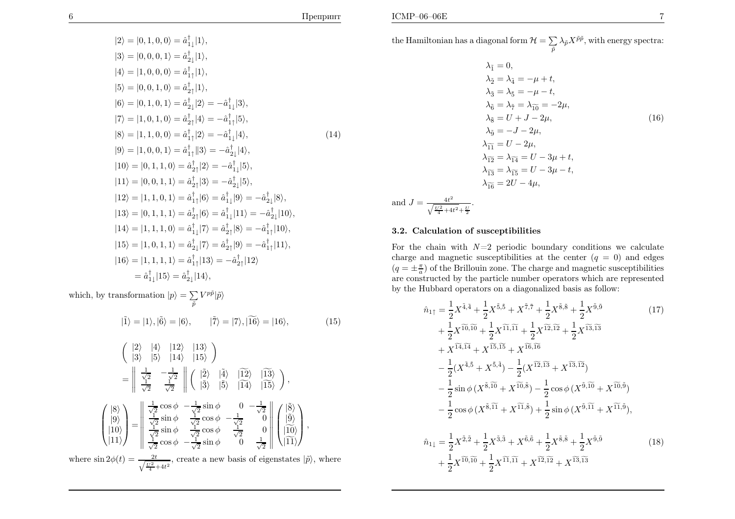$$
\begin{aligned}
|2\rangle &= |0,1,0,0\rangle = \hat{a}^{\dagger}_{1\downarrow}|1\rangle, \\
|3\rangle &= |0,0,0,1\rangle = \hat{a}^{\dagger}_{2\downarrow}|1\rangle, \\
|4\rangle &= |1,0,0,0\rangle = \hat{a}^{\dagger}_{1\uparrow}|1\rangle, \\
|5\rangle &= |0,0,1,0\rangle = \hat{a}^{\dagger}_{2\uparrow}|1\rangle, \\
|6\rangle &= |0,1,0,1\rangle = \hat{a}^{\dagger}_{2\downarrow}|2\rangle = -\hat{a}^{\dagger}_{1\downarrow}|3\rangle, \\
|7\rangle &= |1,0,1,0\rangle = \hat{a}^{\dagger}_{2\uparrow}|4\rangle = -\hat{a}^{\dagger}_{1\uparrow}|5\rangle, \\
|8\rangle &= |1,1,0,0\rangle = \hat{a}^{\dagger}_{1\uparrow}|2\rangle = -\hat{a}^{\dagger}_{1\downarrow}|4\rangle, \\
|9\rangle &= |1,0,0,1\rangle = \hat{a}^{\dagger}_{1\uparrow}\|3\rangle = -\hat{a}^{\dagger}_{2\downarrow}|4\rangle, \\
|10\rangle &= |0,1,1,0\rangle = \hat{a}^{\dagger}_{2\uparrow}|2\rangle = -\hat{a}^{\dagger}_{1\downarrow}|5\rangle, \\
|11\rangle &= |0,0,1,1\rangle = \hat{a}^{\dagger}_{2\uparrow}|3\rangle = -\hat{a}^{\dagger}_{2\downarrow}|5\rangle, \\
|12\rangle &= |1,1,0,1\rangle = \hat{a}^{\dagger}_{1\uparrow}|6\rangle = \hat{a}^{\dagger}_{1\downarrow}|9\rangle = -\hat{a}^{\dagger}_{2\downarrow}|8\rangle, \\
|13\rangle &= |0,1,1,1\rangle = \hat{a}^{\dagger}_{2\uparrow}|6\rangle = \hat{a}^{\dagger}_{1\downarrow}|11\rangle = -\hat{a}^{\dagger}_{2\downarrow}|10\rangle, \\
|14\rangle &= |1,1,1,0\rangle = \hat{a}^{\dagger}_{1\downarrow}|7\rangle = \hat{a}^{\dagger}_{2\uparrow}|8\rangle = -\hat{a}^{\dagger}_{1\uparrow}|10\rangle, \\
|15\rangle &= |1,0,1,1\rangle = \hat{a}^{\dagger}_{2\downarrow}|7\rangle = \hat{a}^{\dagger}_{2\uparrow}|9\rangle = -\hat{a}^{\dagger}_{1\uparrow}|11\rangle, \\
|16\rangle &= |1,1,1,1\rangle = \hat{a}^{\dagger}_{1\uparrow}|13\rangle = -\hat{a}^{\dagger}_{2\uparrow}|12\rangle \\
&= \hat{a}^{\dagger}_{1\downarrow}|15\rangle = \hat{a}^{\dagger}_{2\downarrow}|14\rangle,
\end{aligned}
\tag{14}
$$

which, by transformation $|p\rangle = \sum_{\tilde{p}} V^{p\tilde{p}}|\tilde{p}\rangle$

$$
|\tilde{1}\rangle = |1\rangle, |\tilde{6}\rangle = |6\rangle, \qquad |\tilde{7}\rangle = |7\rangle, |\widetilde{16}\rangle = |16\rangle,
\tag{15}
$$

$$
\begin{pmatrix} |2\rangle & |4\rangle & |12\rangle & |13\rangle \\ |3\rangle & |5\rangle & |14\rangle & |15\rangle \end{pmatrix}
= \begin{Vmatrix} \frac{1}{\sqrt{2}} & -\frac{1}{\sqrt{2}} \\ \frac{1}{\sqrt{2}} & \frac{1}{\sqrt{2}} \end{Vmatrix}
\begin{pmatrix} |\tilde{2}\rangle & |\tilde{4}\rangle & |\widetilde{12}\rangle & |\widetilde{13}\rangle \\ |\tilde{3}\rangle & |\tilde{5}\rangle & |\widetilde{14}\rangle & |\widetilde{15}\rangle \end{pmatrix},
$$

$$
\begin{pmatrix} |8\rangle \\ |9\rangle \\ |10\rangle \\ |11\rangle \end{pmatrix}
= \begin{Vmatrix}
\frac{1}{\sqrt{2}}\cos\phi & -\frac{1}{\sqrt{2}}\sin\phi & 0 & -\frac{1}{\sqrt{2}} \\
\frac{1}{\sqrt{2}}\sin\phi & \frac{1}{\sqrt{2}}\cos\phi & -\frac{1}{\sqrt{2}} & 0 \\
\frac{1}{\sqrt{2}}\sin\phi & \frac{1}{\sqrt{2}}\cos\phi & \frac{1}{\sqrt{2}} & 0 \\
\frac{1}{\sqrt{2}}\cos\phi & -\frac{1}{\sqrt{2}}\sin\phi & 0 & \frac{1}{\sqrt{2}}
\end{Vmatrix}
\begin{pmatrix} |\tilde{8}\rangle \\ |\tilde{9}\rangle \\ |\widetilde{10}\rangle \\ |\widetilde{11}\rangle \end{pmatrix},
$$

where $\sin 2\phi(t) = \frac{2t}{\sqrt{\frac{U^2}{4}+4t^2}}$, create a new basis of eigenstates $|\tilde{p}\rangle$, where the Hamiltonian has a diagonal form $\mathcal{H} = \sum_{\tilde{p}} \lambda_{\tilde{p}} X^{\tilde{p}\tilde{p}}$, with energy spectra:

$$
\begin{aligned}
\lambda_{\tilde{1}} &= 0, \\
\lambda_{\tilde{2}} &= \lambda_{\tilde{4}} = -\mu + t, \\
\lambda_{\tilde{3}} &= \lambda_{\tilde{5}} = -\mu - t, \\
\lambda_{\tilde{6}} &= \lambda_{\tilde{7}} = \lambda_{\widetilde{10}} = -2\mu, \\
\lambda_{\tilde{8}} &= U + J - 2\mu, \\
\lambda_{\tilde{9}} &= -J - 2\mu, \\
\lambda_{\widetilde{11}} &= U - 2\mu, \\
\lambda_{\widetilde{12}} &= \lambda_{\widetilde{14}} = U - 3\mu + t, \\
\lambda_{\widetilde{13}} &= \lambda_{\widetilde{15}} = U - 3\mu - t, \\
\lambda_{\widetilde{16}} &= 2U - 4\mu,
\end{aligned}
\tag{16}
$$

and $J = \frac{4t^2}{\sqrt{\frac{U^2}{4}+4t^2}+\frac{U}{2}}$.

### 3.2. Calculation of susceptibilities

For the chain with $N=2$ periodic boundary conditions we calculate charge and magnetic susceptibilities at the center ($q=0$) and edges ($q = \pm\frac{\pi}{a}$) of the Brillouin zone. The charge and magnetic susceptibilities are constructed by the particle number operators which are represented by the Hubbard operators on a diagonalized basis as follow:

$$
\begin{aligned}
\hat{n}_{1\uparrow} &= \frac{1}{2}X^{\tilde{4},\tilde{4}} + \frac{1}{2}X^{\tilde{5},\tilde{5}} + X^{\tilde{7},\tilde{7}} + \frac{1}{2}X^{\tilde{8},\tilde{8}} + \frac{1}{2}X^{\tilde{9},\tilde{9}} \\
&+ \frac{1}{2}X^{\widetilde{10},\widetilde{10}} + \frac{1}{2}X^{\widetilde{11},\widetilde{11}} + \frac{1}{2}X^{\widetilde{12},\widetilde{12}} + \frac{1}{2}X^{\widetilde{13},\widetilde{13}} \\
&+ X^{\widetilde{14},\widetilde{14}} + X^{\widetilde{15},\widetilde{15}} + X^{\widetilde{16},\widetilde{16}} \\
&- \frac{1}{2}(X^{\tilde{4},\tilde{5}} + X^{\tilde{5},\tilde{4}}) - \frac{1}{2}(X^{\widetilde{12},\widetilde{13}} + X^{\widetilde{13},\widetilde{12}}) \\
&- \frac{1}{2}\sin\phi\,(X^{\tilde{8},\widetilde{10}} + X^{\widetilde{10},\tilde{8}}) - \frac{1}{2}\cos\phi\,(X^{\tilde{9},\widetilde{10}} + X^{\widetilde{10},\tilde{9}}) \\
&- \frac{1}{2}\cos\phi\,(X^{\tilde{8},\widetilde{11}} + X^{\widetilde{11},\tilde{8}}) + \frac{1}{2}\sin\phi\,(X^{\tilde{9},\widetilde{11}} + X^{\widetilde{11},\tilde{9}}),
\end{aligned}
\tag{17}
$$

$$
\begin{aligned}
\hat{n}_{1\downarrow} &= \frac{1}{2}X^{\tilde{2},\tilde{2}} + \frac{1}{2}X^{\tilde{3},\tilde{3}} + X^{\tilde{6},\tilde{6}} + \frac{1}{2}X^{\tilde{8},\tilde{8}} + \frac{1}{2}X^{\tilde{9},\tilde{9}} \\
&+ \frac{1}{2}X^{\widetilde{10},\widetilde{10}} + \frac{1}{2}X^{\widetilde{11},\widetilde{11}} + X^{\widetilde{12},\widetilde{12}} + X^{\widetilde{13},\widetilde{13}}
\end{aligned}
\tag{18}
$$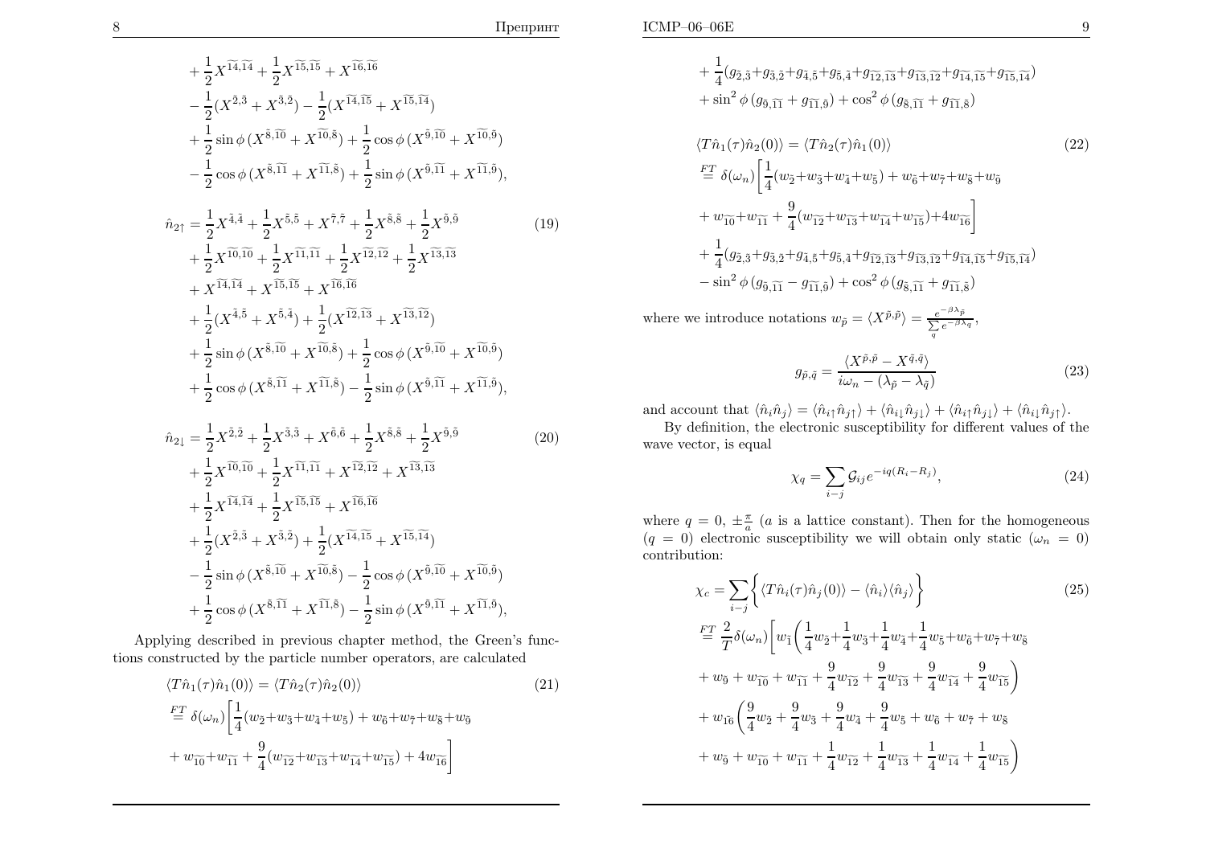$$
\begin{aligned}
&+\frac{1}{2}X^{\widetilde{14},\widetilde{14}}+\frac{1}{2}X^{\widetilde{15},\widetilde{15}}+X^{\widetilde{16},\widetilde{16}}\\
&-\frac{1}{2}(X^{\tilde{2},\tilde{3}}+X^{\tilde{3},\tilde{2}})-\frac{1}{2}(X^{\widetilde{14},\widetilde{15}}+X^{\widetilde{15},\widetilde{14}})\\
&+\frac{1}{2}\sin\phi\,(X^{\tilde{8},\widetilde{10}}+X^{\widetilde{10},\tilde{8}})+\frac{1}{2}\cos\phi\,(X^{\tilde{9},\widetilde{10}}+X^{\widetilde{10},\tilde{9}})\\
&-\frac{1}{2}\cos\phi\,(X^{\tilde{8},\widetilde{11}}+X^{\widetilde{11},\tilde{8}})+\frac{1}{2}\sin\phi\,(X^{\tilde{9},\widetilde{11}}+X^{\widetilde{11},\tilde{9}}),
\end{aligned}
$$

$$
\begin{aligned}
\hat{n}_{2\uparrow}=&\frac{1}{2}X^{\tilde{4},\tilde{4}}+\frac{1}{2}X^{\tilde{5},\tilde{5}}+X^{\tilde{7},\tilde{7}}+\frac{1}{2}X^{\tilde{8},\tilde{8}}+\frac{1}{2}X^{\tilde{9},\tilde{9}} \qquad (19)\\
&+\frac{1}{2}X^{\widetilde{10},\widetilde{10}}+\frac{1}{2}X^{\widetilde{11},\widetilde{11}}+\frac{1}{2}X^{\widetilde{12},\widetilde{12}}+\frac{1}{2}X^{\widetilde{13},\widetilde{13}}\\
&+X^{\widetilde{14},\widetilde{14}}+X^{\widetilde{15},\widetilde{15}}+X^{\widetilde{16},\widetilde{16}}\\
&+\frac{1}{2}(X^{\tilde{4},\tilde{5}}+X^{\tilde{5},\tilde{4}})+\frac{1}{2}(X^{\widetilde{12},\widetilde{13}}+X^{\widetilde{13},\widetilde{12}})\\
&+\frac{1}{2}\sin\phi\,(X^{\tilde{8},\widetilde{10}}+X^{\widetilde{10},\tilde{8}})+\frac{1}{2}\cos\phi\,(X^{\tilde{9},\widetilde{10}}+X^{\widetilde{10},\tilde{9}})\\
&+\frac{1}{2}\cos\phi\,(X^{\tilde{8},\widetilde{11}}+X^{\widetilde{11},\tilde{8}})-\frac{1}{2}\sin\phi\,(X^{\tilde{9},\widetilde{11}}+X^{\widetilde{11},\tilde{9}}),
\end{aligned}
$$

$$
\begin{aligned}
\hat{n}_{2\downarrow}=&\frac{1}{2}X^{\tilde{2},\tilde{2}}+\frac{1}{2}X^{\tilde{3},\tilde{3}}+X^{\tilde{6},\tilde{6}}+\frac{1}{2}X^{\tilde{8},\tilde{8}}+\frac{1}{2}X^{\tilde{9},\tilde{9}} \qquad (20)\\
&+\frac{1}{2}X^{\widetilde{10},\widetilde{10}}+\frac{1}{2}X^{\widetilde{11},\widetilde{11}}+X^{\widetilde{12},\widetilde{12}}+X^{\widetilde{13},\widetilde{13}}\\
&+\frac{1}{2}X^{\widetilde{14},\widetilde{14}}+\frac{1}{2}X^{\widetilde{15},\widetilde{15}}+X^{\widetilde{16},\widetilde{16}}\\
&+\frac{1}{2}(X^{\tilde{2},\tilde{3}}+X^{\tilde{3},\tilde{2}})+\frac{1}{2}(X^{\widetilde{14},\widetilde{15}}+X^{\widetilde{15},\widetilde{14}})\\
&-\frac{1}{2}\sin\phi\,(X^{\tilde{8},\widetilde{10}}+X^{\widetilde{10},\tilde{8}})-\frac{1}{2}\cos\phi\,(X^{\tilde{9},\widetilde{10}}+X^{\widetilde{10},\tilde{9}})\\
&+\frac{1}{2}\cos\phi\,(X^{\tilde{8},\widetilde{11}}+X^{\widetilde{11},\tilde{8}})-\frac{1}{2}\sin\phi\,(X^{\tilde{9},\widetilde{11}}+X^{\widetilde{11},\tilde{9}}),
\end{aligned}
$$

Applying described in previous chapter method, the Green's functions constructed by the particle number operators, are calculated

$$
\begin{aligned}
&\langle T\hat{n}_1(\tau)\hat{n}_1(0)\rangle=\langle T\hat{n}_2(\tau)\hat{n}_2(0)\rangle \qquad (21)\\
&\overset{FT}{=}\delta(\omega_n)\bigg[\frac{1}{4}(w_{\tilde{2}}+w_{\tilde{3}}+w_{\tilde{4}}+w_{\tilde{5}})+w_{\tilde{6}}+w_{\tilde{7}}+w_{\tilde{8}}+w_{\tilde{9}}\\
&+w_{\widetilde{10}}+w_{\widetilde{11}}+\frac{9}{4}(w_{\widetilde{12}}+w_{\widetilde{13}}+w_{\widetilde{14}}+w_{\widetilde{15}})+4w_{\widetilde{16}}\bigg]\\
&+\frac{1}{4}(g_{\tilde{2},\tilde{3}}+g_{\tilde{3},\tilde{2}}+g_{\tilde{4},\tilde{5}}+g_{\tilde{5},\tilde{4}}+g_{\widetilde{12},\widetilde{13}}+g_{\widetilde{13},\widetilde{12}}+g_{\widetilde{14},\widetilde{15}}+g_{\widetilde{15},\widetilde{14}})\\
&+\sin^2\phi\,(g_{\tilde{9},\widetilde{11}}+g_{\widetilde{11},\tilde{9}})+\cos^2\phi\,(g_{\tilde{8},\widetilde{11}}+g_{\widetilde{11},\tilde{8}})
\end{aligned}
$$

$$
\begin{aligned}
&\langle T\hat{n}_1(\tau)\hat{n}_2(0)\rangle=\langle T\hat{n}_2(\tau)\hat{n}_1(0)\rangle \qquad (22)\\
&\overset{FT}{=}\delta(\omega_n)\bigg[\frac{1}{4}(w_{\tilde{2}}+w_{\tilde{3}}+w_{\tilde{4}}+w_{\tilde{5}})+w_{\tilde{6}}+w_{\tilde{7}}+w_{\tilde{8}}+w_{\tilde{9}}\\
&+w_{\widetilde{10}}+w_{\widetilde{11}}+\frac{9}{4}(w_{\widetilde{12}}+w_{\widetilde{13}}+w_{\widetilde{14}}+w_{\widetilde{15}})+4w_{\widetilde{16}}\bigg]\\
&+\frac{1}{4}(g_{\tilde{2},\tilde{3}}+g_{\tilde{3},\tilde{2}}+g_{\tilde{4},\tilde{5}}+g_{\tilde{5},\tilde{4}}+g_{\widetilde{12},\widetilde{13}}+g_{\widetilde{13},\widetilde{12}}+g_{\widetilde{14},\widetilde{15}}+g_{\widetilde{15},\widetilde{14}})\\
&-\sin^2\phi\,(g_{\tilde{9},\widetilde{11}}-g_{\widetilde{11},\tilde{9}})+\cos^2\phi\,(g_{\tilde{8},\widetilde{11}}+g_{\widetilde{11},\tilde{8}})
\end{aligned}
$$

where we introduce notations $w_{\tilde{p}}=\langle X^{\tilde{p},\tilde{p}}\rangle=\frac{e^{-\beta\lambda_{\tilde{p}}}}{\sum\limits_{q}e^{-\beta\lambda_{\tilde{q}}}}$,

$$
g_{\tilde{p},\tilde{q}}=\frac{\langle X^{\tilde{p},\tilde{p}}-X^{\tilde{q},\tilde{q}}\rangle}{i\omega_n-(\lambda_{\tilde{p}}-\lambda_{\tilde{q}})} \qquad (23)
$$

and account that $\langle\hat{n}_i\hat{n}_j\rangle=\langle\hat{n}_{i\uparrow}\hat{n}_{j\uparrow}\rangle+\langle\hat{n}_{i\downarrow}\hat{n}_{j\downarrow}\rangle+\langle\hat{n}_{i\uparrow}\hat{n}_{j\downarrow}\rangle+\langle\hat{n}_{i\downarrow}\hat{n}_{j\uparrow}\rangle$.

By definition, the electronic susceptibility for different values of the wave vector, is equal

$$
\chi_q=\sum_{i-j}\mathcal{G}_{ij}e^{-iq(R_i-R_j)}, \qquad (24)
$$

where $q=0,\,\pm\frac{\pi}{a}$ ($a$ is a lattice constant). Then for the homogeneous ($q=0$) electronic susceptibility we will obtain only static ($\omega_n=0$) contribution:

$$
\begin{aligned}
\chi_c=&\sum_{i-j}\bigg\{\langle T\hat{n}_i(\tau)\hat{n}_j(0)\rangle-\langle\hat{n}_i\rangle\langle\hat{n}_j\rangle\bigg\} \qquad (25)\\
\overset{FT}{=}&\frac{2}{T}\delta(\omega_n)\bigg[w_{\tilde{1}}\bigg(\frac{1}{4}w_{\tilde{2}}+\frac{1}{4}w_{\tilde{3}}+\frac{1}{4}w_{\tilde{4}}+\frac{1}{4}w_{\tilde{5}}+w_{\tilde{6}}+w_{\tilde{7}}+w_{\tilde{8}}\\
&+w_{\tilde{9}}+w_{\widetilde{10}}+w_{\widetilde{11}}+\frac{9}{4}w_{\widetilde{12}}+\frac{9}{4}w_{\widetilde{13}}+\frac{9}{4}w_{\widetilde{14}}+\frac{9}{4}w_{\widetilde{15}}\bigg)\\
&+w_{\widetilde{16}}\bigg(\frac{9}{4}w_{\tilde{2}}+\frac{9}{4}w_{\tilde{3}}+\frac{9}{4}w_{\tilde{4}}+\frac{9}{4}w_{\tilde{5}}+w_{\tilde{6}}+w_{\tilde{7}}+w_{\tilde{8}}\\
&+w_{\tilde{9}}+w_{\widetilde{10}}+w_{\widetilde{11}}+\frac{1}{4}w_{\widetilde{12}}+\frac{1}{4}w_{\widetilde{13}}+\frac{1}{4}w_{\widetilde{14}}+\frac{1}{4}w_{\widetilde{15}}\bigg)
\end{aligned}
$$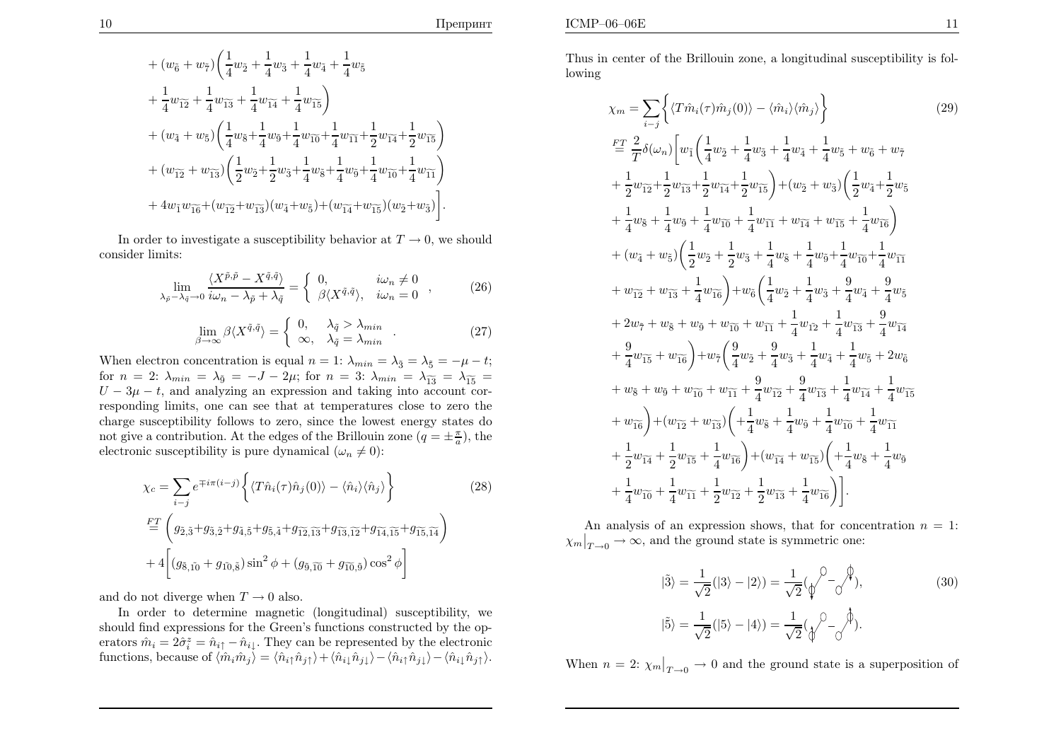$$
+ (w_{\tilde{6}} + w_{\tilde{7}})\bigg(\frac{1}{4}w_{\tilde{2}} + \frac{1}{4}w_{\tilde{3}} + \frac{1}{4}w_{\tilde{4}} + \frac{1}{4}w_{\tilde{5}}
$$

$$
+ \frac{1}{4}w_{\widetilde{12}} + \frac{1}{4}w_{\widetilde{13}} + \frac{1}{4}w_{\widetilde{14}} + \frac{1}{4}w_{\widetilde{15}}\bigg)
$$

$$
+ (w_{\tilde{4}} + w_{\tilde{5}})\bigg(\frac{1}{4}w_{\tilde{8}} + \frac{1}{4}w_{\tilde{9}} + \frac{1}{4}w_{\widetilde{10}} + \frac{1}{4}w_{\widetilde{11}} + \frac{1}{2}w_{\widetilde{14}} + \frac{1}{2}w_{\widetilde{15}}\bigg)
$$

$$
+ (w_{\widetilde{12}} + w_{\widetilde{13}})\bigg(\frac{1}{2}w_{\tilde{2}} + \frac{1}{2}w_{\tilde{3}} + \frac{1}{4}w_{\tilde{8}} + \frac{1}{4}w_{\tilde{9}} + \frac{1}{4}w_{\widetilde{10}} + \frac{1}{4}w_{\widetilde{11}}\bigg)
$$

$$
+ 4w_{\tilde{1}}w_{\widetilde{16}} + (w_{\widetilde{12}} + w_{\widetilde{13}})(w_{\tilde{4}} + w_{\tilde{5}}) + (w_{\widetilde{14}} + w_{\widetilde{15}})(w_{\tilde{2}} + w_{\tilde{3}})\bigg].
$$

In order to investigate a susceptibility behavior at $T \to 0$, we should consider limits:

$$
\lim_{\lambda_{\tilde{p}} - \lambda_{\tilde{q}} \to 0} \frac{\langle X^{\tilde{p},\tilde{p}} - X^{\tilde{q},\tilde{q}} \rangle}{i\omega_n - \lambda_{\tilde{p}} + \lambda_{\tilde{q}}} = \begin{cases} 0, & i\omega_n \neq 0 \\ \beta \langle X^{\tilde{q},\tilde{q}} \rangle, & i\omega_n = 0 \end{cases}, \tag{26}
$$

$$
\lim_{\beta \to \infty} \beta \langle X^{\tilde{q},\tilde{q}} \rangle = \begin{cases} 0, & \lambda_{\tilde{q}} > \lambda_{min} \\ \infty, & \lambda_{\tilde{q}} = \lambda_{min} \end{cases}. \tag{27}
$$

When electron concentration is equal $n = 1$: $\lambda_{min} = \lambda_{\tilde{3}} = \lambda_{\tilde{5}} = -\mu - t$; for $n = 2$: $\lambda_{min} = \lambda_{\tilde{9}} = -J - 2\mu$; for $n = 3$: $\lambda_{min} = \lambda_{\widetilde{13}} = \lambda_{\widetilde{15}} = U - 3\mu - t$, and analyzing an expression and taking into account corresponding limits, one can see that at temperatures close to zero the charge susceptibility follows to zero, since the lowest energy states do not give a contribution. At the edges of the Brillouin zone ($q = \pm\frac{\pi}{a}$), the electronic susceptibility is pure dynamical ($\omega_n \neq 0$):

$$
\chi_c = \sum_{i-j} e^{\mp i\pi(i-j)} \bigg\{ \langle T\hat{n}_i(\tau)\hat{n}_j(0)\rangle - \langle \hat{n}_i\rangle\langle \hat{n}_j\rangle \bigg\} \tag{28}
$$

$$
\stackrel{FT}{=} \bigg( g_{\tilde{2},\tilde{3}} + g_{\tilde{3},\tilde{2}} + g_{\tilde{4},\tilde{5}} + g_{\tilde{5},\tilde{4}} + g_{\widetilde{12},\widetilde{13}} + g_{\widetilde{13},\widetilde{12}} + g_{\widetilde{14},\widetilde{15}} + g_{\widetilde{15},\widetilde{14}} \bigg)
$$

$$
+ 4\bigg[ (g_{\tilde{8},\widetilde{10}} + g_{\widetilde{10},\tilde{8}})\sin^2\phi + (g_{\tilde{9},\widetilde{10}} + g_{\widetilde{10},\tilde{9}})\cos^2\phi \bigg]
$$

and do not diverge when $T \to 0$ also.

In order to determine magnetic (longitudinal) susceptibility, we should find expressions for the Green's functions constructed by the operators $\hat{m}_i = 2\hat{\sigma}_i^z = \hat{n}_{i\uparrow} - \hat{n}_{i\downarrow}$. They can be represented by the electronic functions, because of $\langle \hat{m}_i \hat{m}_j \rangle = \langle \hat{n}_{i\uparrow}\hat{n}_{j\uparrow}\rangle + \langle \hat{n}_{i\downarrow}\hat{n}_{j\downarrow}\rangle - \langle \hat{n}_{i\uparrow}\hat{n}_{j\downarrow}\rangle - \langle \hat{n}_{i\downarrow}\hat{n}_{j\uparrow}\rangle$.

Thus in center of the Brillouin zone, a longitudinal susceptibility is following

$$
\chi_m = \sum_{i-j} \bigg\{ \langle T\hat{m}_i(\tau)\hat{m}_j(0)\rangle - \langle \hat{m}_i\rangle\langle \hat{m}_j\rangle \bigg\} \tag{29}
$$

$$
\stackrel{FT}{=} \frac{2}{T}\delta(\omega_n)\bigg[ w_{\tilde{1}}\bigg(\frac{1}{4}w_{\tilde{2}} + \frac{1}{4}w_{\tilde{3}} + \frac{1}{4}w_{\tilde{4}} + \frac{1}{4}w_{\tilde{5}} + w_{\tilde{6}} + w_{\tilde{7}}
$$

$$
+ \frac{1}{2}w_{\widetilde{12}} + \frac{1}{2}w_{\widetilde{13}} + \frac{1}{2}w_{\widetilde{14}} + \frac{1}{2}w_{\widetilde{15}}\bigg) + (w_{\tilde{2}} + w_{\tilde{3}})\bigg(\frac{1}{2}w_{\tilde{4}} + \frac{1}{2}w_{\tilde{5}}
$$

$$
+ \frac{1}{4}w_{\tilde{8}} + \frac{1}{4}w_{\tilde{9}} + \frac{1}{4}w_{\widetilde{10}} + \frac{1}{4}w_{\widetilde{11}} + w_{\widetilde{14}} + w_{\widetilde{15}} + \frac{1}{4}w_{\widetilde{16}}\bigg)
$$

$$
+ (w_{\tilde{4}} + w_{\tilde{5}})\bigg(\frac{1}{2}w_{\tilde{2}} + \frac{1}{2}w_{\tilde{3}} + \frac{1}{4}w_{\tilde{8}} + \frac{1}{4}w_{\tilde{9}} + \frac{1}{4}w_{\widetilde{10}} + \frac{1}{4}w_{\widetilde{11}}
$$

$$
+ w_{\widetilde{12}} + w_{\widetilde{13}} + \frac{1}{4}w_{\widetilde{16}}\bigg) + w_{\tilde{6}}\bigg(\frac{1}{4}w_{\tilde{2}} + \frac{1}{4}w_{\tilde{3}} + \frac{9}{4}w_{\tilde{4}} + \frac{9}{4}w_{\tilde{5}}
$$

$$
+ 2w_{\tilde{7}} + w_{\tilde{8}} + w_{\tilde{9}} + w_{\widetilde{10}} + w_{\widetilde{11}} + \frac{1}{4}w_{\widetilde{12}} + \frac{1}{4}w_{\widetilde{13}} + \frac{9}{4}w_{\widetilde{14}}
$$

$$
+ \frac{9}{4}w_{\widetilde{15}} + w_{\widetilde{16}}\bigg) + w_{\tilde{7}}\bigg(\frac{9}{4}w_{\tilde{2}} + \frac{9}{4}w_{\tilde{3}} + \frac{1}{4}w_{\tilde{4}} + \frac{1}{4}w_{\tilde{5}} + 2w_{\tilde{6}}
$$

$$
+ w_{\tilde{8}} + w_{\tilde{9}} + w_{\widetilde{10}} + w_{\widetilde{11}} + \frac{9}{4}w_{\widetilde{12}} + \frac{9}{4}w_{\widetilde{13}} + \frac{1}{4}w_{\widetilde{14}} + \frac{1}{4}w_{\widetilde{15}}
$$

$$
+ w_{\widetilde{16}}\bigg) + (w_{\widetilde{12}} + w_{\widetilde{13}})\bigg( + \frac{1}{4}w_{\tilde{8}} + \frac{1}{4}w_{\tilde{9}} + \frac{1}{4}w_{\widetilde{10}} + \frac{1}{4}w_{\widetilde{11}}
$$

$$
+ \frac{1}{2}w_{\widetilde{14}} + \frac{1}{2}w_{\widetilde{15}} + \frac{1}{4}w_{\widetilde{16}}\bigg) + (w_{\widetilde{14}} + w_{\widetilde{15}})\bigg( + \frac{1}{4}w_{\tilde{8}} + \frac{1}{4}w_{\tilde{9}}
$$

$$
+ \frac{1}{4}w_{\widetilde{10}} + \frac{1}{4}w_{\widetilde{11}} + \frac{1}{2}w_{\widetilde{12}} + \frac{1}{2}w_{\widetilde{13}} + \frac{1}{4}w_{\widetilde{16}}\bigg)\bigg].
$$

An analysis of an expression shows, that for concentration $n = 1$: $\chi_m\big|_{T\to 0} \to \infty$, and the ground state is symmetric one:

$$
|\tilde{3}\rangle = \frac{1}{\sqrt{2}}(|3\rangle - |2\rangle), \tag{30}
$$

$$
|\tilde{5}\rangle = \frac{1}{\sqrt{2}}(|5\rangle - |4\rangle).
$$

When $n = 2$: $\chi_m\big|_{T\to 0} \to 0$ and the ground state is a superposition of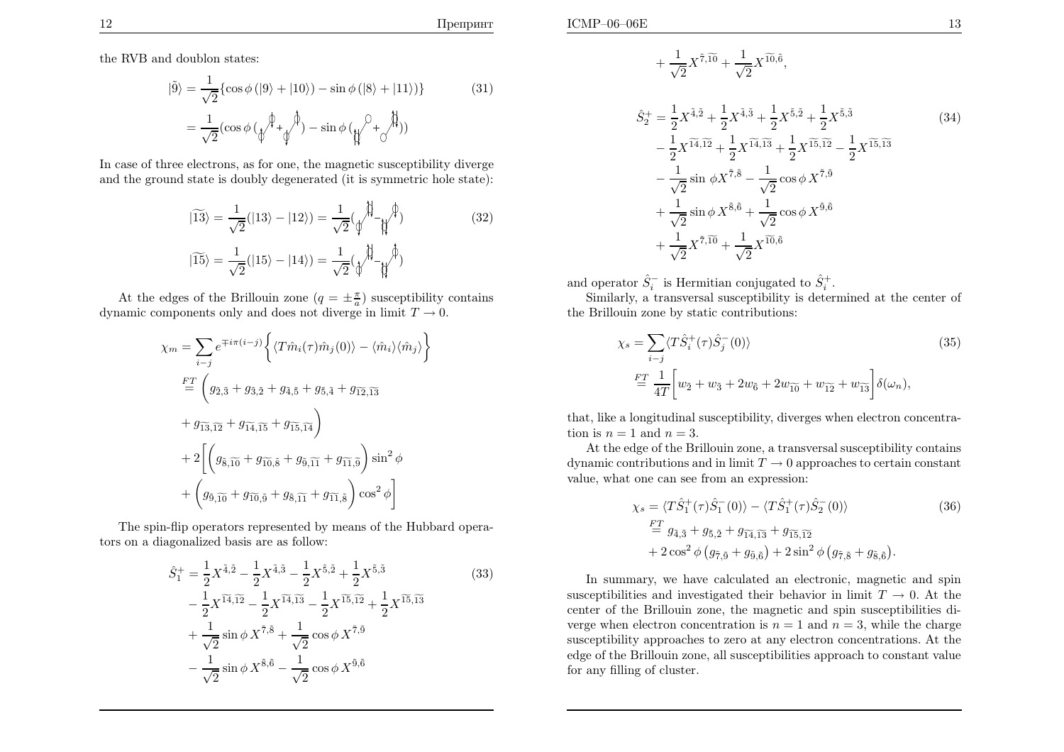the RVB and doublon states:

$$|\tilde{9}\rangle = \frac{1}{\sqrt{2}}\{\cos\phi\,(|9\rangle + |10\rangle) - \sin\phi\,(|8\rangle + |11\rangle)\} \tag{31}$$

$$= \frac{1}{\sqrt{2}}(\cos\phi\,(\ldots + \ldots) - \sin\phi\,(\ldots + \ldots))$$

In case of three electrons, as for one, the magnetic susceptibility diverge and the ground state is doubly degenerated (it is symmetric hole state):

$$|\widetilde{13}\rangle = \frac{1}{\sqrt{2}}(|13\rangle - |12\rangle) = \frac{1}{\sqrt{2}}(\ldots - \ldots) \tag{32}$$

$$|\widetilde{15}\rangle = \frac{1}{\sqrt{2}}(|15\rangle - |14\rangle) = \frac{1}{\sqrt{2}}(\ldots - \ldots)$$

At the edges of the Brillouin zone ($q = \pm\frac{\pi}{a}$) susceptibility contains dynamic components only and does not diverge in limit $T \to 0$.

$$\chi_m = \sum_{i-j} e^{\mp i\pi(i-j)}\left\{\langle T\hat{m}_i(\tau)\hat{m}_j(0)\rangle - \langle\hat{m}_i\rangle\langle\hat{m}_j\rangle\right\}$$

$$\stackrel{FT}{=} \bigg(g_{\tilde{2},\tilde{3}} + g_{\tilde{3},\tilde{2}} + g_{\tilde{4},\tilde{5}} + g_{\tilde{5},\tilde{4}} + g_{\widetilde{12},\widetilde{13}}$$

$$+ g_{\widetilde{13},\widetilde{12}} + g_{\widetilde{14},\widetilde{15}} + g_{\widetilde{15},\widetilde{14}}\bigg)$$

$$+ 2\bigg[\bigg(g_{\tilde{8},\widetilde{10}} + g_{\widetilde{10},\tilde{8}} + g_{\tilde{9},\widetilde{11}} + g_{\widetilde{11},\tilde{9}}\bigg)\sin^2\phi$$

$$+ \bigg(g_{\tilde{9},\widetilde{10}} + g_{\widetilde{10},\tilde{9}} + g_{\tilde{8},\widetilde{11}} + g_{\widetilde{11},\tilde{8}}\bigg)\cos^2\phi\bigg]$$

The spin-flip operators represented by means of the Hubbard operators on a diagonalized basis are as follow:

$$\hat{S}_1^+ = \frac{1}{2}X^{\tilde{4},\tilde{2}} - \frac{1}{2}X^{\tilde{4},\tilde{3}} - \frac{1}{2}X^{\tilde{5},\tilde{2}} + \frac{1}{2}X^{\tilde{5},\tilde{3}} \tag{33}$$

$$- \frac{1}{2}X^{\widetilde{14},\widetilde{12}} - \frac{1}{2}X^{\widetilde{14},\widetilde{13}} - \frac{1}{2}X^{\widetilde{15},\widetilde{12}} + \frac{1}{2}X^{\widetilde{15},\widetilde{13}}$$

$$+ \frac{1}{\sqrt{2}}\sin\phi\,X^{\tilde{7},\tilde{8}} + \frac{1}{\sqrt{2}}\cos\phi\,X^{\tilde{7},\tilde{9}}$$

$$- \frac{1}{\sqrt{2}}\sin\phi\,X^{\tilde{8},\tilde{6}} - \frac{1}{\sqrt{2}}\cos\phi\,X^{\tilde{9},\tilde{6}}$$

$$+ \frac{1}{\sqrt{2}}X^{\tilde{7},\widetilde{10}} + \frac{1}{\sqrt{2}}X^{\widetilde{10},\tilde{6}},$$

$$\hat{S}_2^+ = \frac{1}{2}X^{\tilde{4},\tilde{2}} + \frac{1}{2}X^{\tilde{4},\tilde{3}} + \frac{1}{2}X^{\tilde{5},\tilde{2}} + \frac{1}{2}X^{\tilde{5},\tilde{3}} \tag{34}$$

$$- \frac{1}{2}X^{\widetilde{14},\widetilde{12}} + \frac{1}{2}X^{\widetilde{14},\widetilde{13}} + \frac{1}{2}X^{\widetilde{15},\widetilde{12}} - \frac{1}{2}X^{\widetilde{15},\widetilde{13}}$$

$$- \frac{1}{\sqrt{2}}\sin\,\phi X^{\tilde{7},\tilde{8}} - \frac{1}{\sqrt{2}}\cos\phi\,X^{\tilde{7},\tilde{9}}$$

$$+ \frac{1}{\sqrt{2}}\sin\phi\,X^{\tilde{8},\tilde{6}} + \frac{1}{\sqrt{2}}\cos\phi\,X^{\tilde{9},\tilde{6}}$$

$$+ \frac{1}{\sqrt{2}}X^{\tilde{7},\widetilde{10}} + \frac{1}{\sqrt{2}}X^{\widetilde{10},\tilde{6}}$$

and operator $\hat{S}_i^-$ is Hermitian conjugated to $\hat{S}_i^+$.

Similarly, a transversal susceptibility is determined at the center of the Brillouin zone by static contributions:

$$\chi_s = \sum_{i-j}\langle T\hat{S}_i^+(\tau)\hat{S}_j^-(0)\rangle \tag{35}$$

$$\stackrel{FT}{=} \frac{1}{4T}\bigg[w_{\tilde{2}} + w_{\tilde{3}} + 2w_{\tilde{6}} + 2w_{\widetilde{10}} + w_{\widetilde{12}} + w_{\widetilde{13}}\bigg]\delta(\omega_n),$$

that, like a longitudinal susceptibility, diverges when electron concentration is $n = 1$ and $n = 3$.

At the edge of the Brillouin zone, a transversal susceptibility contains dynamic contributions and in limit $T \to 0$ approaches to certain constant value, what one can see from an expression:

$$\chi_s = \langle T\hat{S}_1^+(\tau)\hat{S}_1^-(0)\rangle - \langle T\hat{S}_1^+(\tau)\hat{S}_2^-(0)\rangle \tag{36}$$

$$\stackrel{FT}{=} g_{\tilde{4},\tilde{3}} + g_{\tilde{5},\tilde{2}} + g_{\widetilde{14},\widetilde{13}} + g_{\widetilde{15},\widetilde{12}}$$

$$+ 2\cos^2\phi\left(g_{\tilde{7},\tilde{9}} + g_{\tilde{9},\tilde{6}}\right) + 2\sin^2\phi\left(g_{\tilde{7},\tilde{8}} + g_{\tilde{8},\tilde{6}}\right).$$

In summary, we have calculated an electronic, magnetic and spin susceptibilities and investigated their behavior in limit $T \to 0$. At the center of the Brillouin zone, the magnetic and spin susceptibilities diverge when electron concentration is $n = 1$ and $n = 3$, while the charge susceptibility approaches to zero at any electron concentrations. At the edge of the Brillouin zone, all susceptibilities approach to constant value for any filling of cluster.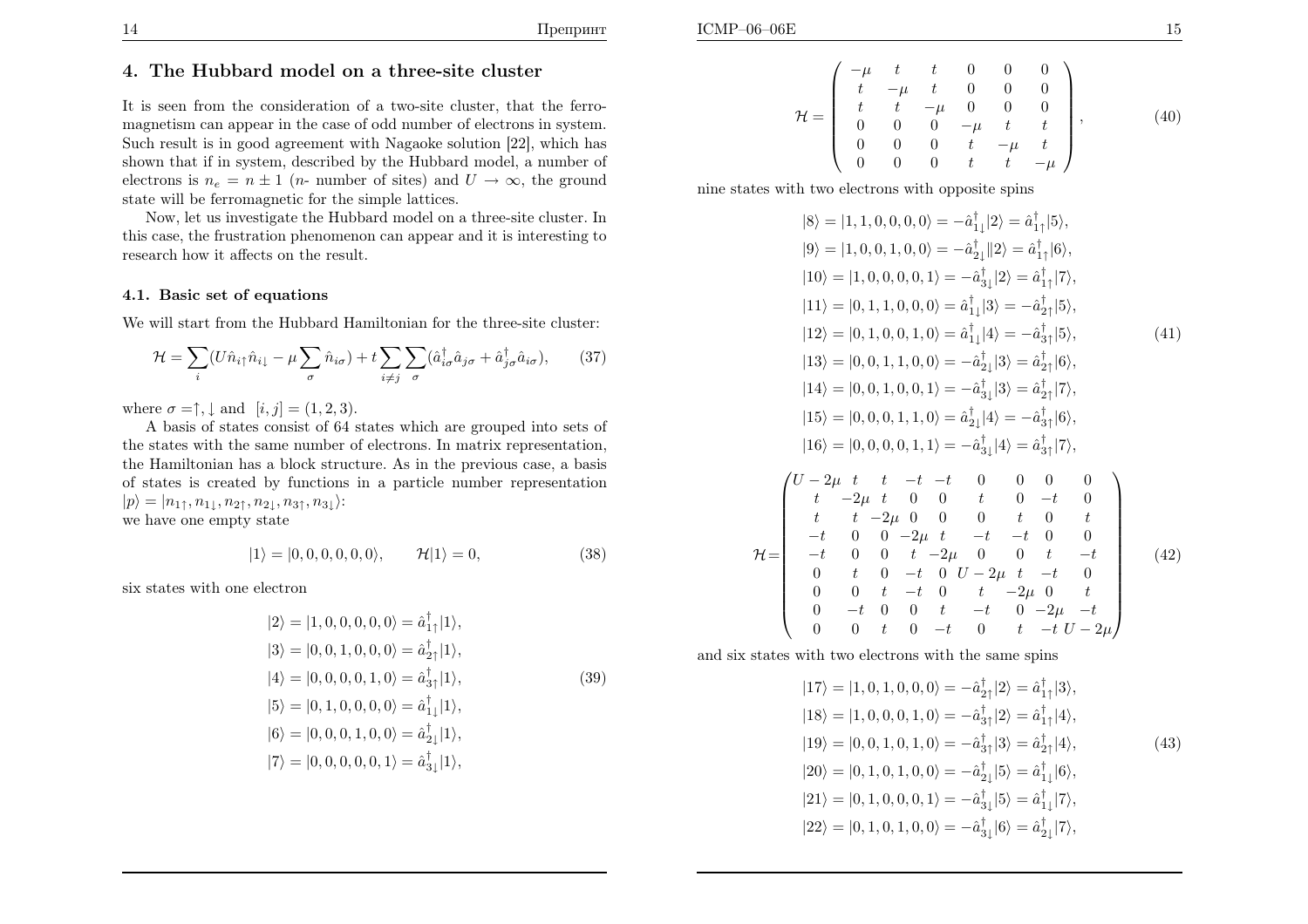## 4. The Hubbard model on a three-site cluster

It is seen from the consideration of a two-site cluster, that the ferromagnetism can appear in the case of odd number of electrons in system. Such result is in good agreement with Nagaoke solution [22], which has shown that if in system, described by the Hubbard model, a number of electrons is $n_e = n \pm 1$ ($n$- number of sites) and $U \to \infty$, the ground state will be ferromagnetic for the simple lattices.

Now, let us investigate the Hubbard model on a three-site cluster. In this case, the frustration phenomenon can appear and it is interesting to research how it affects on the result.

### 4.1. Basic set of equations

We will start from the Hubbard Hamiltonian for the three-site cluster:

$$\mathcal{H} = \sum_i (U\hat{n}_{i\uparrow}\hat{n}_{i\downarrow} - \mu \sum_\sigma \hat{n}_{i\sigma}) + t \sum_{i \neq j} \sum_\sigma (\hat{a}^\dagger_{i\sigma}\hat{a}_{j\sigma} + \hat{a}^\dagger_{j\sigma}\hat{a}_{i\sigma}), \qquad (37)$$

where $\sigma = \uparrow, \downarrow$ and $[i, j] = (1, 2, 3)$.

A basis of states consist of 64 states which are grouped into sets of the states with the same number of electrons. In matrix representation, the Hamiltonian has a block structure. As in the previous case, a basis of states is created by functions in a particle number representation $|p\rangle = |n_{1\uparrow}, n_{1\downarrow}, n_{2\uparrow}, n_{2\downarrow}, n_{3\uparrow}, n_{3\downarrow}\rangle$:
we have one empty state

$$|1\rangle = |0, 0, 0, 0, 0, 0\rangle, \qquad \mathcal{H}|1\rangle = 0, \qquad (38)$$

six states with one electron

$$\begin{aligned}
|2\rangle &= |1, 0, 0, 0, 0, 0\rangle = \hat{a}^\dagger_{1\uparrow}|1\rangle, \\
|3\rangle &= |0, 0, 1, 0, 0, 0\rangle = \hat{a}^\dagger_{2\uparrow}|1\rangle, \\
|4\rangle &= |0, 0, 0, 0, 1, 0\rangle = \hat{a}^\dagger_{3\uparrow}|1\rangle, \\
|5\rangle &= |0, 1, 0, 0, 0, 0\rangle = \hat{a}^\dagger_{1\downarrow}|1\rangle, \\
|6\rangle &= |0, 0, 0, 1, 0, 0\rangle = \hat{a}^\dagger_{2\downarrow}|1\rangle, \\
|7\rangle &= |0, 0, 0, 0, 0, 1\rangle = \hat{a}^\dagger_{3\downarrow}|1\rangle,
\end{aligned} \qquad (39)$$

$$\mathcal{H} = \begin{pmatrix}
-\mu & t & t & 0 & 0 & 0 \\
t & -\mu & t & 0 & 0 & 0 \\
t & t & -\mu & 0 & 0 & 0 \\
0 & 0 & 0 & -\mu & t & t \\
0 & 0 & 0 & t & -\mu & t \\
0 & 0 & 0 & t & t & -\mu
\end{pmatrix}, \qquad (40)$$

nine states with two electrons with opposite spins

$$\begin{aligned}
|8\rangle &= |1, 1, 0, 0, 0, 0\rangle = -\hat{a}^\dagger_{1\downarrow}|2\rangle = \hat{a}^\dagger_{1\uparrow}|5\rangle, \\
|9\rangle &= |1, 0, 0, 1, 0, 0\rangle = -\hat{a}^\dagger_{2\downarrow}\|2\rangle = \hat{a}^\dagger_{1\uparrow}|6\rangle, \\
|10\rangle &= |1, 0, 0, 0, 0, 1\rangle = -\hat{a}^\dagger_{3\downarrow}|2\rangle = \hat{a}^\dagger_{1\uparrow}|7\rangle, \\
|11\rangle &= |0, 1, 1, 0, 0, 0\rangle = \hat{a}^\dagger_{1\downarrow}|3\rangle = -\hat{a}^\dagger_{2\uparrow}|5\rangle, \\
|12\rangle &= |0, 1, 0, 0, 1, 0\rangle = \hat{a}^\dagger_{1\downarrow}|4\rangle = -\hat{a}^\dagger_{3\uparrow}|5\rangle, \\
|13\rangle &= |0, 0, 1, 1, 0, 0\rangle = -\hat{a}^\dagger_{2\downarrow}|3\rangle = \hat{a}^\dagger_{2\uparrow}|6\rangle, \\
|14\rangle &= |0, 0, 1, 0, 0, 1\rangle = -\hat{a}^\dagger_{3\downarrow}|3\rangle = \hat{a}^\dagger_{2\uparrow}|7\rangle, \\
|15\rangle &= |0, 0, 0, 1, 1, 0\rangle = \hat{a}^\dagger_{2\downarrow}|4\rangle = -\hat{a}^\dagger_{3\uparrow}|6\rangle, \\
|16\rangle &= |0, 0, 0, 0, 1, 1\rangle = -\hat{a}^\dagger_{3\downarrow}|4\rangle = \hat{a}^\dagger_{3\uparrow}|7\rangle,
\end{aligned} \qquad (41)$$

$$\mathcal{H} = \begin{pmatrix}
U-2\mu & t & t & -t & -t & 0 & 0 & 0 & 0 \\
t & -2\mu & t & 0 & 0 & t & 0 & -t & 0 \\
t & t & -2\mu & 0 & 0 & 0 & t & 0 & t \\
-t & 0 & 0 & -2\mu & t & -t & -t & 0 & 0 \\
-t & 0 & 0 & t & -2\mu & 0 & 0 & t & -t \\
0 & t & 0 & -t & 0 & U-2\mu & t & -t & 0 \\
0 & 0 & t & -t & 0 & t & -2\mu & 0 & t \\
0 & -t & 0 & 0 & t & -t & 0 & -2\mu & -t \\
0 & 0 & t & 0 & -t & 0 & t & -t & U-2\mu
\end{pmatrix} \qquad (42)$$

and six states with two electrons with the same spins

$$\begin{aligned}
|17\rangle &= |1, 0, 1, 0, 0, 0\rangle = -\hat{a}^\dagger_{2\uparrow}|2\rangle = \hat{a}^\dagger_{1\uparrow}|3\rangle, \\
|18\rangle &= |1, 0, 0, 0, 1, 0\rangle = -\hat{a}^\dagger_{3\uparrow}|2\rangle = \hat{a}^\dagger_{1\uparrow}|4\rangle, \\
|19\rangle &= |0, 0, 1, 0, 1, 0\rangle = -\hat{a}^\dagger_{3\uparrow}|3\rangle = \hat{a}^\dagger_{2\uparrow}|4\rangle, \\
|20\rangle &= |0, 1, 0, 1, 0, 0\rangle = -\hat{a}^\dagger_{2\downarrow}|5\rangle = \hat{a}^\dagger_{1\downarrow}|6\rangle, \\
|21\rangle &= |0, 1, 0, 0, 0, 1\rangle = -\hat{a}^\dagger_{3\downarrow}|5\rangle = \hat{a}^\dagger_{1\downarrow}|7\rangle, \\
|22\rangle &= |0, 1, 0, 1, 0, 0\rangle = -\hat{a}^\dagger_{3\downarrow}|6\rangle = \hat{a}^\dagger_{2\downarrow}|7\rangle,
\end{aligned} \qquad (43)$$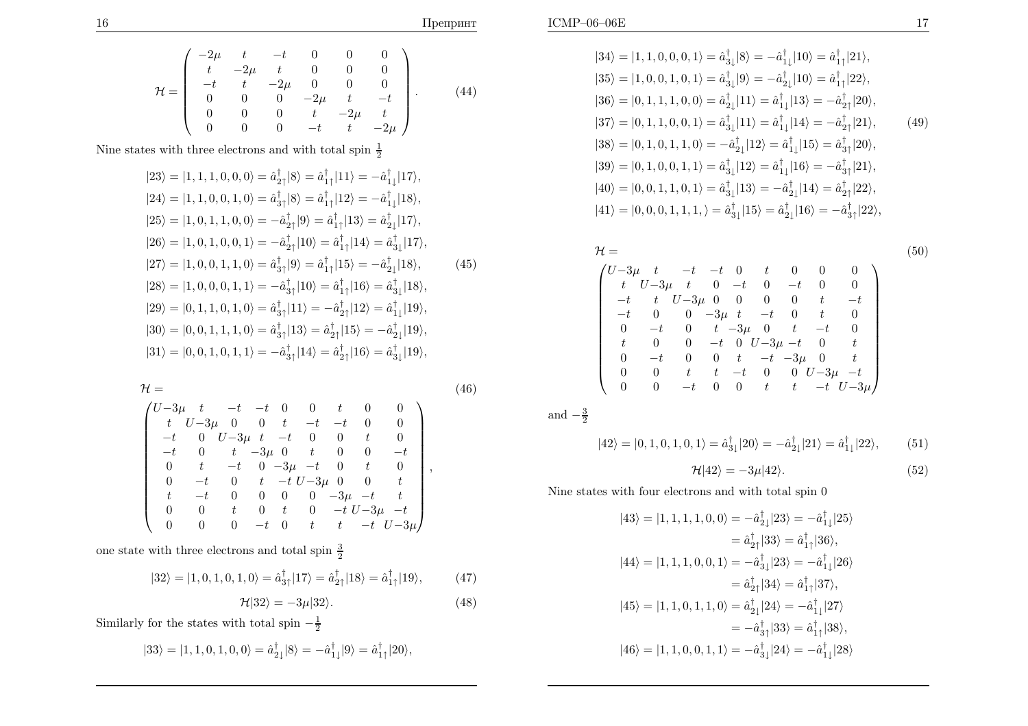$$\mathcal{H} = \begin{pmatrix} -2\mu & t & -t & 0 & 0 & 0 \\ t & -2\mu & t & 0 & 0 & 0 \\ -t & t & -2\mu & 0 & 0 & 0 \\ 0 & 0 & 0 & -2\mu & t & -t \\ 0 & 0 & 0 & t & -2\mu & t \\ 0 & 0 & 0 & -t & t & -2\mu \end{pmatrix}. \tag{44}$$

Nine states with three electrons and with total spin $\frac{1}{2}$

$$\begin{aligned}
|23\rangle &= |1,1,1,0,0,0\rangle = \hat{a}^{\dagger}_{2\uparrow}|8\rangle = \hat{a}^{\dagger}_{1\uparrow}|11\rangle = -\hat{a}^{\dagger}_{1\downarrow}|17\rangle,\\
|24\rangle &= |1,1,0,0,1,0\rangle = \hat{a}^{\dagger}_{3\uparrow}|8\rangle = \hat{a}^{\dagger}_{1\uparrow}|12\rangle = -\hat{a}^{\dagger}_{1\downarrow}|18\rangle,\\
|25\rangle &= |1,0,1,1,0,0\rangle = -\hat{a}^{\dagger}_{2\uparrow}|9\rangle = \hat{a}^{\dagger}_{1\uparrow}|13\rangle = \hat{a}^{\dagger}_{2\downarrow}|17\rangle,\\
|26\rangle &= |1,0,1,0,0,1\rangle = -\hat{a}^{\dagger}_{2\uparrow}|10\rangle = \hat{a}^{\dagger}_{1\uparrow}|14\rangle = \hat{a}^{\dagger}_{3\downarrow}|17\rangle,\\
|27\rangle &= |1,0,0,1,1,0\rangle = \hat{a}^{\dagger}_{3\uparrow}|9\rangle = \hat{a}^{\dagger}_{1\uparrow}|15\rangle = -\hat{a}^{\dagger}_{2\downarrow}|18\rangle,\\
|28\rangle &= |1,0,0,0,1,1\rangle = -\hat{a}^{\dagger}_{3\uparrow}|10\rangle = \hat{a}^{\dagger}_{1\uparrow}|16\rangle = \hat{a}^{\dagger}_{3\downarrow}|18\rangle,\\
|29\rangle &= |0,1,1,0,1,0\rangle = \hat{a}^{\dagger}_{3\uparrow}|11\rangle = -\hat{a}^{\dagger}_{2\uparrow}|12\rangle = \hat{a}^{\dagger}_{1\downarrow}|19\rangle,\\
|30\rangle &= |0,0,1,1,1,0\rangle = \hat{a}^{\dagger}_{3\uparrow}|13\rangle = \hat{a}^{\dagger}_{2\uparrow}|15\rangle = -\hat{a}^{\dagger}_{2\downarrow}|19\rangle,\\
|31\rangle &= |0,0,1,0,1,1\rangle = -\hat{a}^{\dagger}_{3\uparrow}|14\rangle = \hat{a}^{\dagger}_{2\uparrow}|16\rangle = \hat{a}^{\dagger}_{3\downarrow}|19\rangle,
\end{aligned} \tag{45}$$

$$\mathcal{H} = \tag{46}$$

$$\begin{pmatrix}
U-3\mu & t & -t & -t & 0 & 0 & t & 0 & 0\\
t & U-3\mu & 0 & 0 & t & -t & -t & 0 & 0\\
-t & 0 & U-3\mu & t & -t & 0 & 0 & t & 0\\
-t & 0 & t & -3\mu & 0 & t & 0 & 0 & -t\\
0 & t & -t & 0 & -3\mu & -t & 0 & t & 0\\
0 & -t & 0 & t & -t & U-3\mu & 0 & 0 & t\\
t & -t & 0 & 0 & 0 & 0 & -3\mu & -t & t\\
0 & 0 & t & 0 & t & 0 & -t & U-3\mu & -t\\
0 & 0 & 0 & -t & 0 & t & t & -t & U-3\mu
\end{pmatrix},$$

one state with three electrons and total spin $\frac{3}{2}$

$$|32\rangle = |1,0,1,0,1,0\rangle = \hat{a}^{\dagger}_{3\uparrow}|17\rangle = \hat{a}^{\dagger}_{2\uparrow}|18\rangle = \hat{a}^{\dagger}_{1\uparrow}|19\rangle, \tag{47}$$

$$\mathcal{H}|32\rangle = -3\mu|32\rangle. \tag{48}$$

Similarly for the states with total spin $-\frac{1}{2}$

$$\begin{aligned}
|33\rangle &= |1,1,0,1,0,0\rangle = \hat{a}^{\dagger}_{2\downarrow}|8\rangle = -\hat{a}^{\dagger}_{1\downarrow}|9\rangle = \hat{a}^{\dagger}_{1\uparrow}|20\rangle,\\
|34\rangle &= |1,1,0,0,0,1\rangle = \hat{a}^{\dagger}_{3\downarrow}|8\rangle = -\hat{a}^{\dagger}_{1\downarrow}|10\rangle = \hat{a}^{\dagger}_{1\uparrow}|21\rangle,\\
|35\rangle &= |1,0,0,1,0,1\rangle = \hat{a}^{\dagger}_{3\downarrow}|9\rangle = -\hat{a}^{\dagger}_{2\downarrow}|10\rangle = \hat{a}^{\dagger}_{1\uparrow}|22\rangle,\\
|36\rangle &= |0,1,1,1,0,0\rangle = \hat{a}^{\dagger}_{2\downarrow}|11\rangle = \hat{a}^{\dagger}_{1\downarrow}|13\rangle = -\hat{a}^{\dagger}_{2\uparrow}|20\rangle,\\
|37\rangle &= |0,1,1,0,0,1\rangle = \hat{a}^{\dagger}_{3\downarrow}|11\rangle = \hat{a}^{\dagger}_{1\downarrow}|14\rangle = -\hat{a}^{\dagger}_{2\uparrow}|21\rangle,\\
|38\rangle &= |0,1,0,1,1,0\rangle = -\hat{a}^{\dagger}_{2\downarrow}|12\rangle = \hat{a}^{\dagger}_{1\downarrow}|15\rangle = \hat{a}^{\dagger}_{3\uparrow}|20\rangle,\\
|39\rangle &= |0,1,0,0,1,1\rangle = \hat{a}^{\dagger}_{3\downarrow}|12\rangle = \hat{a}^{\dagger}_{1\downarrow}|16\rangle = -\hat{a}^{\dagger}_{3\uparrow}|21\rangle,\\
|40\rangle &= |0,0,1,1,0,1\rangle = \hat{a}^{\dagger}_{3\downarrow}|13\rangle = -\hat{a}^{\dagger}_{2\downarrow}|14\rangle = \hat{a}^{\dagger}_{2\uparrow}|22\rangle,\\
|41\rangle &= |0,0,0,1,1,1,\rangle = \hat{a}^{\dagger}_{3\downarrow}|15\rangle = \hat{a}^{\dagger}_{2\downarrow}|16\rangle = -\hat{a}^{\dagger}_{3\uparrow}|22\rangle,
\end{aligned} \tag{49}$$

$$\mathcal{H} = \tag{50}$$

$$\begin{pmatrix}
U-3\mu & t & -t & -t & 0 & t & 0 & 0 & 0\\
t & U-3\mu & t & 0 & -t & 0 & -t & 0 & 0\\
-t & t & U-3\mu & 0 & 0 & 0 & 0 & t & -t\\
-t & 0 & 0 & -3\mu & t & -t & 0 & t & 0\\
0 & -t & 0 & t & -3\mu & 0 & t & -t & 0\\
t & 0 & 0 & -t & 0 & U-3\mu & -t & 0 & t\\
0 & -t & 0 & 0 & t & -t & -3\mu & 0 & t\\
0 & 0 & t & t & -t & 0 & 0 & U-3\mu & -t\\
0 & 0 & -t & 0 & 0 & t & t & -t & U-3\mu
\end{pmatrix}$$

and $-\frac{3}{2}$

$$|42\rangle = |0,1,0,1,0,1\rangle = \hat{a}^{\dagger}_{3\downarrow}|20\rangle = -\hat{a}^{\dagger}_{2\downarrow}|21\rangle = \hat{a}^{\dagger}_{1\downarrow}|22\rangle, \tag{51}$$

$$\mathcal{H}|42\rangle = -3\mu|42\rangle. \tag{52}$$

Nine states with four electrons and with total spin 0

$$\begin{aligned}
|43\rangle = |1,1,1,1,0,0\rangle &= -\hat{a}^{\dagger}_{2\downarrow}|23\rangle = -\hat{a}^{\dagger}_{1\downarrow}|25\rangle\\
&= \hat{a}^{\dagger}_{2\uparrow}|33\rangle = \hat{a}^{\dagger}_{1\uparrow}|36\rangle,\\
|44\rangle = |1,1,1,0,0,1\rangle &= -\hat{a}^{\dagger}_{3\downarrow}|23\rangle = -\hat{a}^{\dagger}_{1\downarrow}|26\rangle\\
&= \hat{a}^{\dagger}_{2\uparrow}|34\rangle = \hat{a}^{\dagger}_{1\uparrow}|37\rangle,\\
|45\rangle = |1,1,0,1,1,0\rangle &= \hat{a}^{\dagger}_{2\downarrow}|24\rangle = -\hat{a}^{\dagger}_{1\downarrow}|27\rangle\\
&= -\hat{a}^{\dagger}_{3\uparrow}|33\rangle = \hat{a}^{\dagger}_{1\uparrow}|38\rangle,\\
|46\rangle = |1,1,0,0,1,1\rangle &= -\hat{a}^{\dagger}_{3\downarrow}|24\rangle = -\hat{a}^{\dagger}_{1\downarrow}|28\rangle
\end{aligned}$$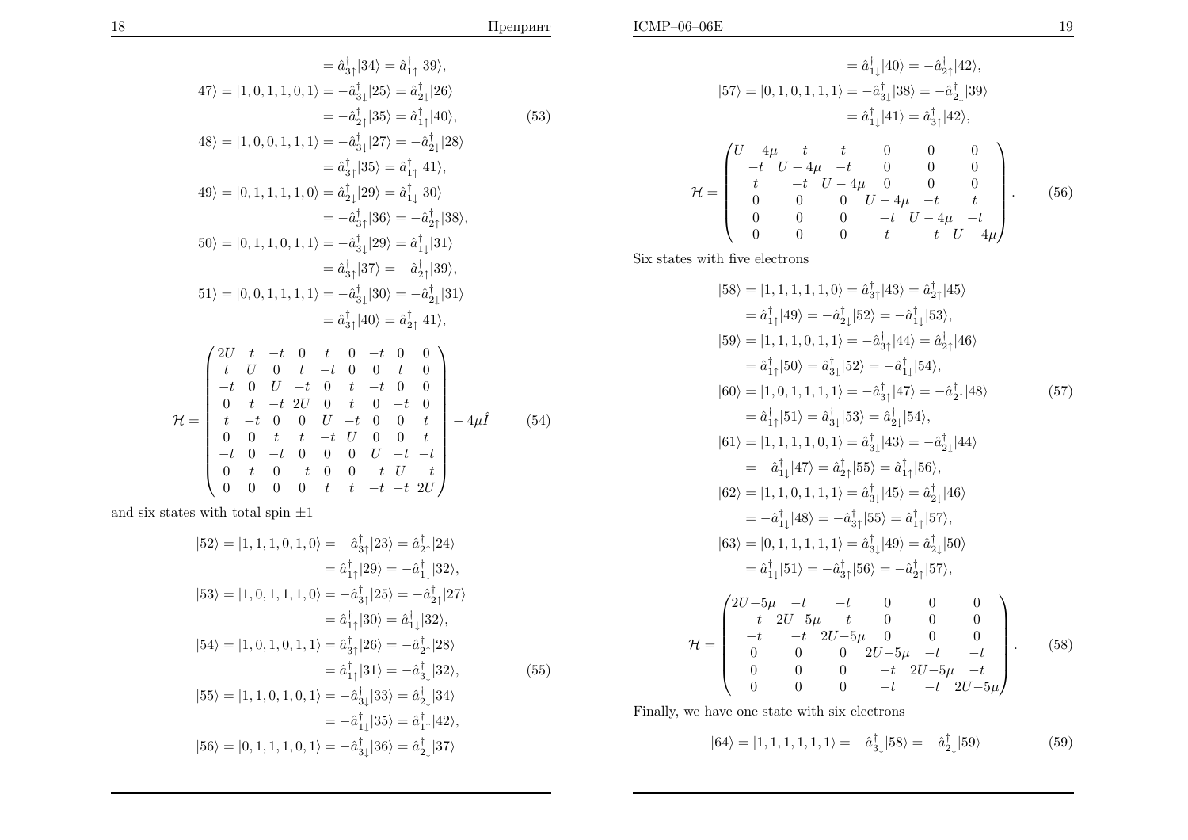$$= \hat{a}^\dagger_{3\uparrow}|34\rangle = \hat{a}^\dagger_{1\uparrow}|39\rangle,$$

$$\begin{aligned}
|47\rangle = |1,0,1,1,0,1\rangle &= -\hat{a}^\dagger_{3\downarrow}|25\rangle = \hat{a}^\dagger_{2\downarrow}|26\rangle \\
&= -\hat{a}^\dagger_{2\uparrow}|35\rangle = \hat{a}^\dagger_{1\uparrow}|40\rangle, \\
|48\rangle = |1,0,0,1,1,1\rangle &= -\hat{a}^\dagger_{3\downarrow}|27\rangle = -\hat{a}^\dagger_{2\downarrow}|28\rangle \\
&= \hat{a}^\dagger_{3\uparrow}|35\rangle = \hat{a}^\dagger_{1\uparrow}|41\rangle, \\
|49\rangle = |0,1,1,1,1,0\rangle &= \hat{a}^\dagger_{2\downarrow}|29\rangle = \hat{a}^\dagger_{1\downarrow}|30\rangle \\
&= -\hat{a}^\dagger_{3\uparrow}|36\rangle = -\hat{a}^\dagger_{2\uparrow}|38\rangle, \\
|50\rangle = |0,1,1,0,1,1\rangle &= -\hat{a}^\dagger_{3\downarrow}|29\rangle = \hat{a}^\dagger_{1\downarrow}|31\rangle \\
&= \hat{a}^\dagger_{3\uparrow}|37\rangle = -\hat{a}^\dagger_{2\uparrow}|39\rangle, \\
|51\rangle = |0,0,1,1,1,1\rangle &= -\hat{a}^\dagger_{3\downarrow}|30\rangle = -\hat{a}^\dagger_{2\downarrow}|31\rangle \\
&= \hat{a}^\dagger_{3\uparrow}|40\rangle = \hat{a}^\dagger_{2\uparrow}|41\rangle,
\end{aligned} \tag{53}$$

$$\mathcal{H} = \begin{pmatrix}
2U & t & -t & 0 & t & 0 & -t & 0 & 0 \\
t & U & 0 & t & -t & 0 & 0 & t & 0 \\
-t & 0 & U & -t & 0 & t & -t & 0 & 0 \\
0 & t & -t & 2U & 0 & t & 0 & -t & 0 \\
t & -t & 0 & 0 & U & -t & 0 & 0 & t \\
0 & 0 & t & t & -t & U & 0 & 0 & t \\
-t & 0 & -t & 0 & 0 & 0 & U & -t & -t \\
0 & t & 0 & -t & 0 & 0 & -t & U & -t \\
0 & 0 & 0 & 0 & t & t & -t & -t & 2U
\end{pmatrix} - 4\mu\hat{I} \tag{54}$$

and six states with total spin $\pm 1$

$$\begin{aligned}
|52\rangle = |1,1,1,0,1,0\rangle &= -\hat{a}^\dagger_{3\uparrow}|23\rangle = \hat{a}^\dagger_{2\uparrow}|24\rangle \\
&= \hat{a}^\dagger_{1\uparrow}|29\rangle = -\hat{a}^\dagger_{1\downarrow}|32\rangle, \\
|53\rangle = |1,0,1,1,1,0\rangle &= -\hat{a}^\dagger_{3\uparrow}|25\rangle = -\hat{a}^\dagger_{2\uparrow}|27\rangle \\
&= \hat{a}^\dagger_{1\uparrow}|30\rangle = \hat{a}^\dagger_{1\downarrow}|32\rangle, \\
|54\rangle = |1,0,1,0,1,1\rangle &= \hat{a}^\dagger_{3\uparrow}|26\rangle = -\hat{a}^\dagger_{2\uparrow}|28\rangle \\
&= \hat{a}^\dagger_{1\uparrow}|31\rangle = -\hat{a}^\dagger_{3\downarrow}|32\rangle, \\
|55\rangle = |1,1,0,1,0,1\rangle &= -\hat{a}^\dagger_{3\downarrow}|33\rangle = \hat{a}^\dagger_{2\downarrow}|34\rangle \\
&= -\hat{a}^\dagger_{1\downarrow}|35\rangle = \hat{a}^\dagger_{1\uparrow}|42\rangle, \\
|56\rangle = |0,1,1,1,0,1\rangle &= -\hat{a}^\dagger_{3\downarrow}|36\rangle = \hat{a}^\dagger_{2\downarrow}|37\rangle \\
&= \hat{a}^\dagger_{1\downarrow}|40\rangle = -\hat{a}^\dagger_{2\uparrow}|42\rangle, \\
|57\rangle = |0,1,0,1,1,1\rangle &= -\hat{a}^\dagger_{3\downarrow}|38\rangle = -\hat{a}^\dagger_{2\downarrow}|39\rangle \\
&= \hat{a}^\dagger_{1\downarrow}|41\rangle = \hat{a}^\dagger_{3\uparrow}|42\rangle,
\end{aligned} \tag{55}$$

$$\mathcal{H} = \begin{pmatrix}
U-4\mu & -t & t & 0 & 0 & 0 \\
-t & U-4\mu & -t & 0 & 0 & 0 \\
t & -t & U-4\mu & 0 & 0 & 0 \\
0 & 0 & 0 & U-4\mu & -t & t \\
0 & 0 & 0 & -t & U-4\mu & -t \\
0 & 0 & 0 & t & -t & U-4\mu
\end{pmatrix}. \tag{56}$$

Six states with five electrons

$$\begin{aligned}
|58\rangle = |1,1,1,1,1,0\rangle &= \hat{a}^\dagger_{3\uparrow}|43\rangle = \hat{a}^\dagger_{2\uparrow}|45\rangle \\
&= \hat{a}^\dagger_{1\uparrow}|49\rangle = -\hat{a}^\dagger_{2\downarrow}|52\rangle = -\hat{a}^\dagger_{1\downarrow}|53\rangle, \\
|59\rangle = |1,1,1,0,1,1\rangle &= -\hat{a}^\dagger_{3\uparrow}|44\rangle = \hat{a}^\dagger_{2\uparrow}|46\rangle \\
&= \hat{a}^\dagger_{1\uparrow}|50\rangle = \hat{a}^\dagger_{3\downarrow}|52\rangle = -\hat{a}^\dagger_{1\downarrow}|54\rangle, \\
|60\rangle = |1,0,1,1,1,1\rangle &= -\hat{a}^\dagger_{3\uparrow}|47\rangle = -\hat{a}^\dagger_{2\uparrow}|48\rangle \\
&= \hat{a}^\dagger_{1\uparrow}|51\rangle = \hat{a}^\dagger_{3\downarrow}|53\rangle = \hat{a}^\dagger_{2\downarrow}|54\rangle, \\
|61\rangle = |1,1,1,1,0,1\rangle &= \hat{a}^\dagger_{3\downarrow}|43\rangle = -\hat{a}^\dagger_{2\downarrow}|44\rangle \\
&= -\hat{a}^\dagger_{1\downarrow}|47\rangle = \hat{a}^\dagger_{2\uparrow}|55\rangle = \hat{a}^\dagger_{1\uparrow}|56\rangle, \\
|62\rangle = |1,1,0,1,1,1\rangle &= \hat{a}^\dagger_{3\downarrow}|45\rangle = \hat{a}^\dagger_{2\downarrow}|46\rangle \\
&= -\hat{a}^\dagger_{1\downarrow}|48\rangle = -\hat{a}^\dagger_{3\uparrow}|55\rangle = \hat{a}^\dagger_{1\uparrow}|57\rangle, \\
|63\rangle = |0,1,1,1,1,1\rangle &= \hat{a}^\dagger_{3\downarrow}|49\rangle = \hat{a}^\dagger_{2\downarrow}|50\rangle \\
&= \hat{a}^\dagger_{1\downarrow}|51\rangle = -\hat{a}^\dagger_{3\uparrow}|56\rangle = -\hat{a}^\dagger_{2\uparrow}|57\rangle,
\end{aligned} \tag{57}$$

$$\mathcal{H} = \begin{pmatrix}
2U-5\mu & -t & -t & 0 & 0 & 0 \\
-t & 2U-5\mu & -t & 0 & 0 & 0 \\
-t & -t & 2U-5\mu & 0 & 0 & 0 \\
0 & 0 & 0 & 2U-5\mu & -t & -t \\
0 & 0 & 0 & -t & 2U-5\mu & -t \\
0 & 0 & 0 & -t & -t & 2U-5\mu
\end{pmatrix}. \tag{58}$$

Finally, we have one state with six electrons

$$|64\rangle = |1,1,1,1,1,1\rangle = -\hat{a}^\dagger_{3\downarrow}|58\rangle = -\hat{a}^\dagger_{2\downarrow}|59\rangle \tag{59}$$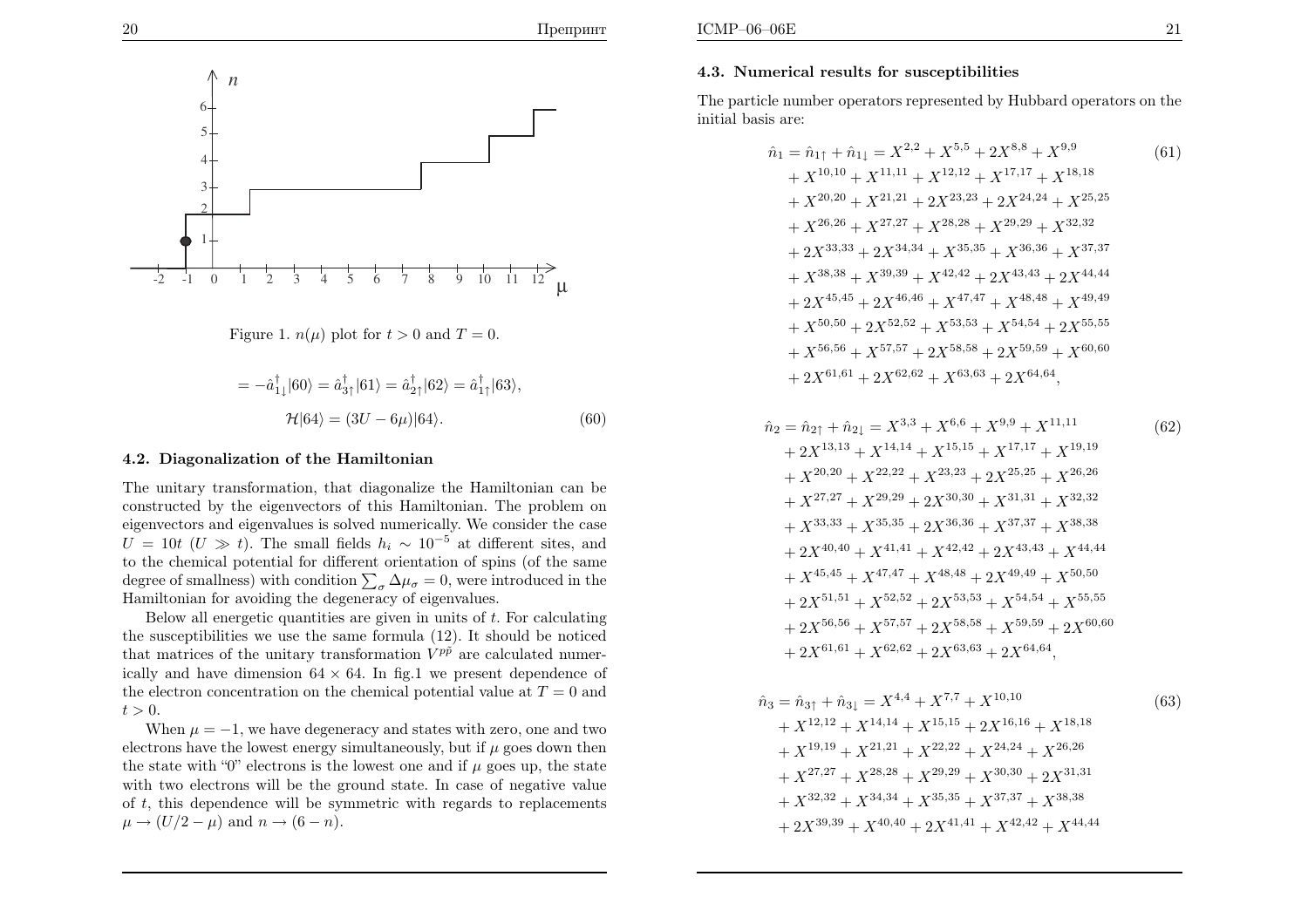Figure 1. $n(\mu)$ plot for $t > 0$ and $T = 0$.

$$= -\hat{a}^{\dagger}_{1\downarrow}|60\rangle = \hat{a}^{\dagger}_{3\uparrow}|61\rangle = \hat{a}^{\dagger}_{2\uparrow}|62\rangle = \hat{a}^{\dagger}_{1\uparrow}|63\rangle,$$

$$\mathcal{H}|64\rangle = (3U - 6\mu)|64\rangle. \tag{60}$$

### 4.2. Diagonalization of the Hamiltonian

The unitary transformation, that diagonalize the Hamiltonian can be constructed by the eigenvectors of this Hamiltonian. The problem on eigenvectors and eigenvalues is solved numerically. We consider the case $U = 10t$ ($U \gg t$). The small fields $h_i \sim 10^{-5}$ at different sites, and to the chemical potential for different orientation of spins (of the same degree of smallness) with condition $\sum_\sigma \Delta\mu_\sigma = 0$, were introduced in the Hamiltonian for avoiding the degeneracy of eigenvalues.

Below all energetic quantities are given in units of $t$. For calculating the susceptibilities we use the same formula (12). It should be noticed that matrices of the unitary transformation $V^{p\tilde{p}}$ are calculated numerically and have dimension $64 \times 64$. In fig.1 we present dependence of the electron concentration on the chemical potential value at $T = 0$ and $t > 0$.

When $\mu = -1$, we have degeneracy and states with zero, one and two electrons have the lowest energy simultaneously, but if $\mu$ goes down then the state with "0" electrons is the lowest one and if $\mu$ goes up, the state with two electrons will be the ground state. In case of negative value of $t$, this dependence will be symmetric with regards to replacements $\mu \to (U/2 - \mu)$ and $n \to (6 - n)$.

### 4.3. Numerical results for susceptibilities

The particle number operators represented by Hubbard operators on the initial basis are:

$$\begin{aligned}
\hat{n}_1 = \hat{n}_{1\uparrow} + \hat{n}_{1\downarrow} &= X^{2,2} + X^{5,5} + 2X^{8,8} + X^{9,9} \\
&+ X^{10,10} + X^{11,11} + X^{12,12} + X^{17,17} + X^{18,18} \\
&+ X^{20,20} + X^{21,21} + 2X^{23,23} + 2X^{24,24} + X^{25,25} \\
&+ X^{26,26} + X^{27,27} + X^{28,28} + X^{29,29} + X^{32,32} \\
&+ 2X^{33,33} + 2X^{34,34} + X^{35,35} + X^{36,36} + X^{37,37} \\
&+ X^{38,38} + X^{39,39} + X^{42,42} + 2X^{43,43} + 2X^{44,44} \\
&+ 2X^{45,45} + 2X^{46,46} + X^{47,47} + X^{48,48} + X^{49,49} \\
&+ X^{50,50} + 2X^{52,52} + X^{53,53} + X^{54,54} + 2X^{55,55} \\
&+ X^{56,56} + X^{57,57} + 2X^{58,58} + 2X^{59,59} + X^{60,60} \\
&+ 2X^{61,61} + 2X^{62,62} + X^{63,63} + 2X^{64,64},
\end{aligned} \tag{61}$$

$$\begin{aligned}
\hat{n}_2 = \hat{n}_{2\uparrow} + \hat{n}_{2\downarrow} &= X^{3,3} + X^{6,6} + X^{9,9} + X^{11,11} \\
&+ 2X^{13,13} + X^{14,14} + X^{15,15} + X^{17,17} + X^{19,19} \\
&+ X^{20,20} + X^{22,22} + X^{23,23} + 2X^{25,25} + X^{26,26} \\
&+ X^{27,27} + X^{29,29} + 2X^{30,30} + X^{31,31} + X^{32,32} \\
&+ X^{33,33} + X^{35,35} + 2X^{36,36} + X^{37,37} + X^{38,38} \\
&+ 2X^{40,40} + X^{41,41} + X^{42,42} + 2X^{43,43} + X^{44,44} \\
&+ X^{45,45} + X^{47,47} + X^{48,48} + 2X^{49,49} + X^{50,50} \\
&+ 2X^{51,51} + X^{52,52} + 2X^{53,53} + X^{54,54} + X^{55,55} \\
&+ 2X^{56,56} + X^{57,57} + 2X^{58,58} + X^{59,59} + 2X^{60,60} \\
&+ 2X^{61,61} + X^{62,62} + 2X^{63,63} + 2X^{64,64},
\end{aligned} \tag{62}$$

$$\begin{aligned}
\hat{n}_3 = \hat{n}_{3\uparrow} + \hat{n}_{3\downarrow} &= X^{4,4} + X^{7,7} + X^{10,10} \\
&+ X^{12,12} + X^{14,14} + X^{15,15} + 2X^{16,16} + X^{18,18} \\
&+ X^{19,19} + X^{21,21} + X^{22,22} + X^{24,24} + X^{26,26} \\
&+ X^{27,27} + X^{28,28} + X^{29,29} + X^{30,30} + 2X^{31,31} \\
&+ X^{32,32} + X^{34,34} + X^{35,35} + X^{37,37} + X^{38,38} \\
&+ 2X^{39,39} + X^{40,40} + 2X^{41,41} + X^{42,42} + X^{44,44}
\end{aligned} \tag{63}$$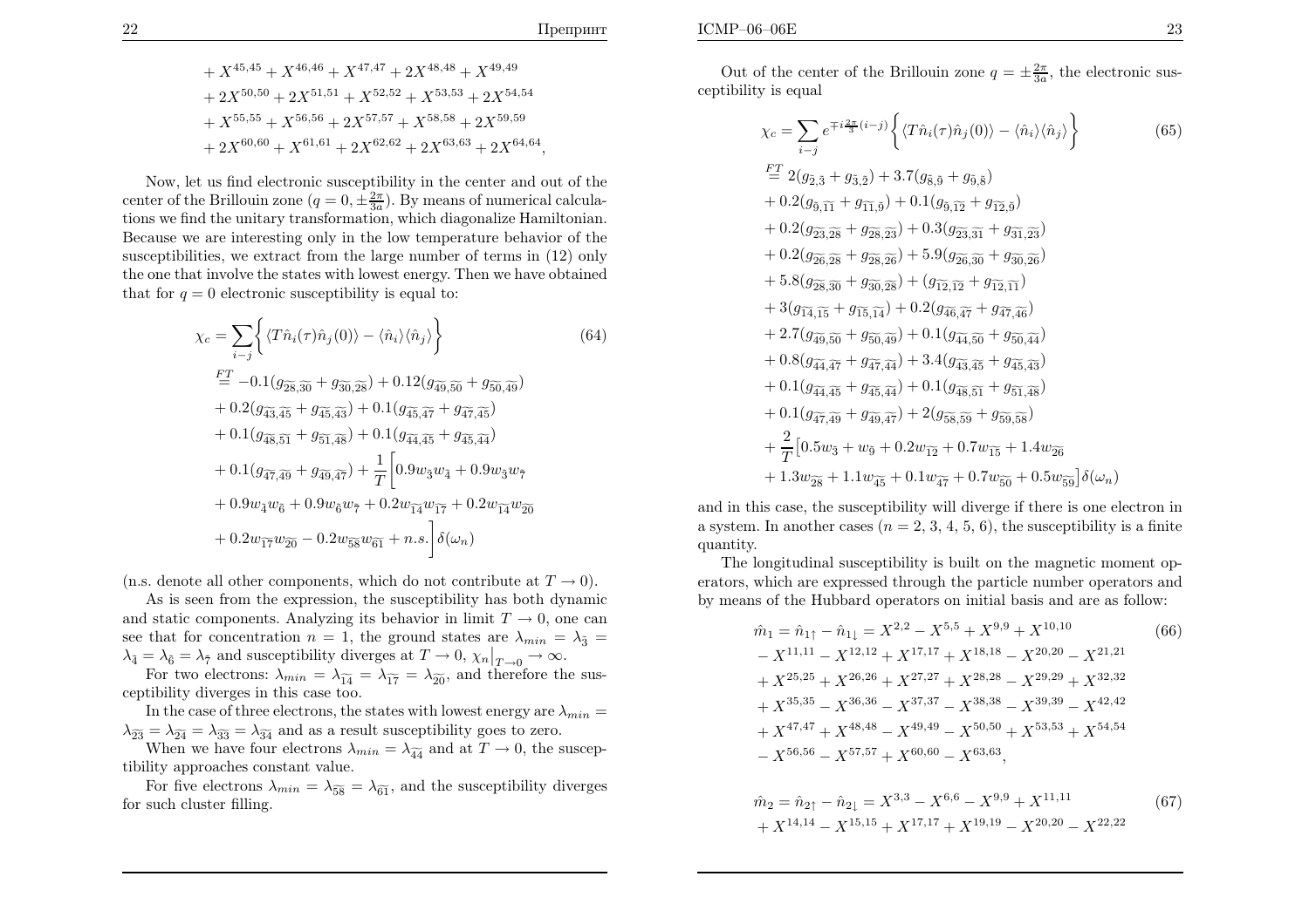$$
\begin{aligned}
&+ X^{45,45} + X^{46,46} + X^{47,47} + 2X^{48,48} + X^{49,49}\\
&+ 2X^{50,50} + 2X^{51,51} + X^{52,52} + X^{53,53} + 2X^{54,54}\\
&+ X^{55,55} + X^{56,56} + 2X^{57,57} + X^{58,58} + 2X^{59,59}\\
&+ 2X^{60,60} + X^{61,61} + 2X^{62,62} + 2X^{63,63} + 2X^{64,64},
\end{aligned}
$$

Now, let us find electronic susceptibility in the center and out of the center of the Brillouin zone ($q = 0, \pm\frac{2\pi}{3a}$). By means of numerical calculations we find the unitary transformation, which diagonalize Hamiltonian. Because we are interesting only in the low temperature behavior of the susceptibilities, we extract from the large number of terms in (12) only the one that involve the states with lowest energy. Then we have obtained that for $q = 0$ electronic susceptibility is equal to:

$$
\begin{aligned}
\chi_c &= \sum_{i-j} \bigg\{ \langle T\hat{n}_i(\tau)\hat{n}_j(0)\rangle - \langle \hat{n}_i\rangle\langle \hat{n}_j\rangle \bigg\} \qquad (64)\\
&\overset{FT}{=} -0.1(g_{\widetilde{28},\widetilde{30}} + g_{\widetilde{30},\widetilde{28}}) + 0.12(g_{\widetilde{49},\widetilde{50}} + g_{\widetilde{50},\widetilde{49}})\\
&+ 0.2(g_{\widetilde{43},\widetilde{45}} + g_{\widetilde{45},\widetilde{43}}) + 0.1(g_{\widetilde{45},\widetilde{47}} + g_{\widetilde{47},\widetilde{45}})\\
&+ 0.1(g_{\widetilde{48},\widetilde{51}} + g_{\widetilde{51},\widetilde{48}}) + 0.1(g_{\widetilde{44},\widetilde{45}} + g_{\widetilde{45},\widetilde{44}})\\
&+ 0.1(g_{\widetilde{47},\widetilde{49}} + g_{\widetilde{49},\widetilde{47}}) + \frac{1}{T}\bigg[0.9w_{\tilde{3}}w_{\tilde{4}} + 0.9w_{\tilde{3}}w_{\tilde{7}}\\
&+ 0.9w_{\tilde{4}}w_{\tilde{6}} + 0.9w_{\tilde{6}}w_{\tilde{7}} + 0.2w_{\widetilde{14}}w_{\widetilde{17}} + 0.2w_{\widetilde{14}}w_{\widetilde{20}}\\
&+ 0.2w_{\widetilde{17}}w_{\widetilde{20}} - 0.2w_{\widetilde{58}}w_{\widetilde{61}} + n.s.\bigg]\delta(\omega_n)
\end{aligned}
$$

(n.s. denote all other components, which do not contribute at $T \to 0$).

As is seen from the expression, the susceptibility has both dynamic and static components. Analyzing its behavior in limit $T \to 0$, one can see that for concentration $n = 1$, the ground states are $\lambda_{min} = \lambda_{\tilde{3}} = \lambda_{\tilde{4}} = \lambda_{\tilde{6}} = \lambda_{\tilde{7}}$ and susceptibility diverges at $T \to 0$, $\chi_n\big|_{T\to 0} \to \infty$.

For two electrons: $\lambda_{min} = \lambda_{\widetilde{14}} = \lambda_{\widetilde{17}} = \lambda_{\widetilde{20}}$, and therefore the susceptibility diverges in this case too.

In the case of three electrons, the states with lowest energy are $\lambda_{min} = \lambda_{\widetilde{23}} = \lambda_{\widetilde{24}} = \lambda_{\widetilde{33}} = \lambda_{\widetilde{34}}$ and as a result susceptibility goes to zero.

When we have four electrons $\lambda_{min} = \lambda_{\widetilde{44}}$ and at $T \to 0$, the susceptibility approaches constant value.

For five electrons $\lambda_{min} = \lambda_{\widetilde{58}} = \lambda_{\widetilde{61}}$, and the susceptibility diverges for such cluster filling.

Out of the center of the Brillouin zone $q = \pm\frac{2\pi}{3a}$, the electronic susceptibility is equal

$$
\begin{aligned}
\chi_c &= \sum_{i-j} e^{\mp i\frac{2\pi}{3}(i-j)} \bigg\{ \langle T\hat{n}_i(\tau)\hat{n}_j(0)\rangle - \langle \hat{n}_i\rangle\langle \hat{n}_j\rangle \bigg\} \qquad (65)\\
&\overset{FT}{=} 2(g_{\tilde{2},\tilde{3}} + g_{\tilde{3},\tilde{2}}) + 3.7(g_{\tilde{8},\tilde{9}} + g_{\tilde{9},\tilde{8}})\\
&+ 0.2(g_{\tilde{9},\widetilde{11}} + g_{\widetilde{11},\tilde{9}}) + 0.1(g_{\tilde{9},\widetilde{12}} + g_{\widetilde{12},\tilde{9}})\\
&+ 0.2(g_{\widetilde{23},\widetilde{28}} + g_{\widetilde{28},\widetilde{23}}) + 0.3(g_{\widetilde{23},\widetilde{31}} + g_{\widetilde{31},\widetilde{23}})\\
&+ 0.2(g_{\widetilde{26},\widetilde{28}} + g_{\widetilde{28},\widetilde{26}}) + 5.9(g_{\widetilde{26},\widetilde{30}} + g_{\widetilde{30},\widetilde{26}})\\
&+ 5.8(g_{\widetilde{28},\widetilde{30}} + g_{\widetilde{30},\widetilde{28}}) + (g_{\widetilde{12},\widetilde{12}} + g_{\widetilde{12},\widetilde{11}})\\
&+ 3(g_{\widetilde{14},\widetilde{15}} + g_{\widetilde{15},\widetilde{14}}) + 0.2(g_{\widetilde{46},\widetilde{47}} + g_{\widetilde{47},\widetilde{46}})\\
&+ 2.7(g_{\widetilde{49},\widetilde{50}} + g_{\widetilde{50},\widetilde{49}}) + 0.1(g_{\widetilde{44},\widetilde{50}} + g_{\widetilde{50},\widetilde{44}})\\
&+ 0.8(g_{\widetilde{44},\widetilde{47}} + g_{\widetilde{47},\widetilde{44}}) + 3.4(g_{\widetilde{43},\widetilde{45}} + g_{\widetilde{45},\widetilde{43}})\\
&+ 0.1(g_{\widetilde{44},\widetilde{45}} + g_{\widetilde{45},\widetilde{44}}) + 0.1(g_{\widetilde{48},\widetilde{51}} + g_{\widetilde{51},\widetilde{48}})\\
&+ 0.1(g_{\widetilde{47},\widetilde{49}} + g_{\widetilde{49},\widetilde{47}}) + 2(g_{\widetilde{58},\widetilde{59}} + g_{\widetilde{59},\widetilde{58}})\\
&+ \frac{2}{T}\big[0.5w_{\tilde{3}} + w_{\tilde{9}} + 0.2w_{\widetilde{12}} + 0.7w_{\widetilde{15}} + 1.4w_{\widetilde{26}}\\
&+ 1.3w_{\widetilde{28}} + 1.1w_{\widetilde{45}} + 0.1w_{\widetilde{47}} + 0.7w_{\widetilde{50}} + 0.5w_{\widetilde{59}}\big]\delta(\omega_n)
\end{aligned}
$$

and in this case, the susceptibility will diverge if there is one electron in a system. In another cases ($n = 2, 3, 4, 5, 6$), the susceptibility is a finite quantity.

The longitudinal susceptibility is built on the magnetic moment operators, which are expressed through the particle number operators and by means of the Hubbard operators on initial basis and are as follow:

$$
\begin{aligned}
\hat{m}_1 = \hat{n}_{1\uparrow} - \hat{n}_{1\downarrow} &= X^{2,2} - X^{5,5} + X^{9,9} + X^{10,10} \qquad (66)\\
&- X^{11,11} - X^{12,12} + X^{17,17} + X^{18,18} - X^{20,20} - X^{21,21}\\
&+ X^{25,25} + X^{26,26} + X^{27,27} + X^{28,28} - X^{29,29} + X^{32,32}\\
&+ X^{35,35} - X^{36,36} - X^{37,37} - X^{38,38} - X^{39,39} - X^{42,42}\\
&+ X^{47,47} + X^{48,48} - X^{49,49} - X^{50,50} + X^{53,53} + X^{54,54}\\
&- X^{56,56} - X^{57,57} + X^{60,60} - X^{63,63},
\end{aligned}
$$

$$
\begin{aligned}
\hat{m}_2 = \hat{n}_{2\uparrow} - \hat{n}_{2\downarrow} &= X^{3,3} - X^{6,6} - X^{9,9} + X^{11,11} \qquad (67)\\
&+ X^{14,14} - X^{15,15} + X^{17,17} + X^{19,19} - X^{20,20} - X^{22,22}
\end{aligned}
$$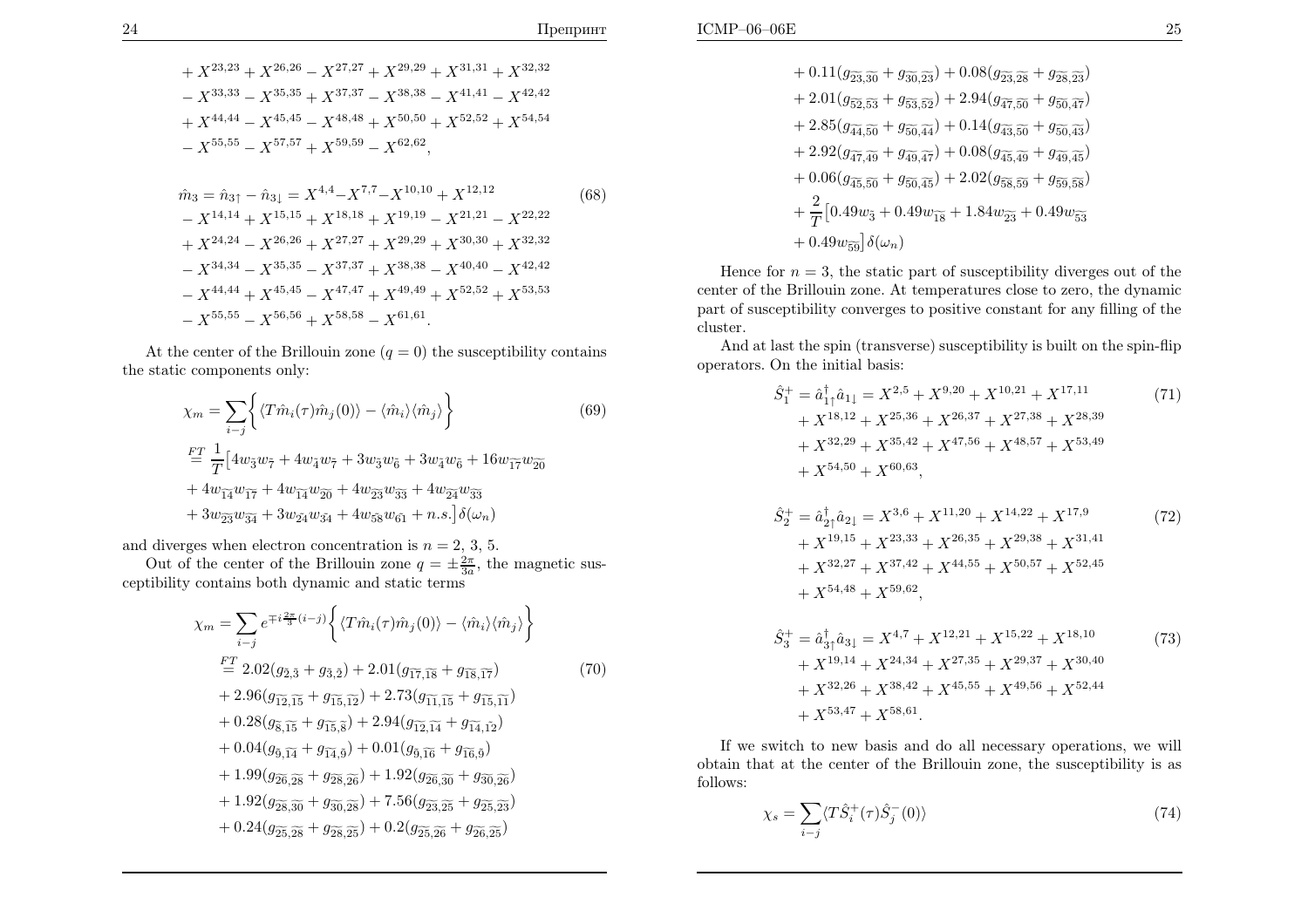$$
+ X^{23,23} + X^{26,26} - X^{27,27} + X^{29,29} + X^{31,31} + X^{32,32}
- X^{33,33} - X^{35,35} + X^{37,37} - X^{38,38} - X^{41,41} - X^{42,42}
+ X^{44,44} - X^{45,45} - X^{48,48} + X^{50,50} + X^{52,52} + X^{54,54}
- X^{55,55} - X^{57,57} + X^{59,59} - X^{62,62},
$$

$$
\begin{aligned}
\hat{m}_3 = \hat{n}_{3\uparrow} - \hat{n}_{3\downarrow} = {} & X^{4,4} - X^{7,7} - X^{10,10} + X^{12,12} \\
& - X^{14,14} + X^{15,15} + X^{18,18} + X^{19,19} - X^{21,21} - X^{22,22} \\
& + X^{24,24} - X^{26,26} + X^{27,27} + X^{29,29} + X^{30,30} + X^{32,32} \\
& - X^{34,34} - X^{35,35} - X^{37,37} + X^{38,38} - X^{40,40} - X^{42,42} \\
& - X^{44,44} + X^{45,45} - X^{47,47} + X^{49,49} + X^{52,52} + X^{53,53} \\
& - X^{55,55} - X^{56,56} + X^{58,58} - X^{61,61}.
\end{aligned} \tag{68}
$$

At the center of the Brillouin zone ($q = 0$) the susceptibility contains the static components only:

$$
\begin{aligned}
\chi_m = {} & \sum_{i-j} \left\{ \langle T\hat{m}_i(\tau)\hat{m}_j(0)\rangle - \langle \hat{m}_i\rangle\langle \hat{m}_j\rangle \right\} \\
\stackrel{FT}{=} {} & \frac{1}{T}\big[4w_{\tilde{3}}w_{\tilde{7}} + 4w_{\tilde{4}}w_{\tilde{7}} + 3w_{\tilde{3}}w_{\tilde{6}} + 3w_{\tilde{4}}w_{\tilde{6}} + 16w_{\widetilde{17}}w_{\widetilde{20}} \\
& + 4w_{\widetilde{14}}w_{\widetilde{17}} + 4w_{\widetilde{14}}w_{\widetilde{20}} + 4w_{\widetilde{23}}w_{\widetilde{33}} + 4w_{\widetilde{24}}w_{\widetilde{33}} \\
& + 3w_{\widetilde{23}}w_{\widetilde{34}} + 3w_{\widetilde{24}}w_{\widetilde{34}} + 4w_{\widetilde{58}}w_{\widetilde{61}} + n.s.\big]\delta(\omega_n)
\end{aligned} \tag{69}
$$

and diverges when electron concentration is $n = 2,\,3,\,5$.

Out of the center of the Brillouin zone $q = \pm\frac{2\pi}{3a}$, the magnetic susceptibility contains both dynamic and static terms

$$
\begin{aligned}
\chi_m = {} & \sum_{i-j} e^{\mp i\frac{2\pi}{3}(i-j)} \left\{ \langle T\hat{m}_i(\tau)\hat{m}_j(0)\rangle - \langle \hat{m}_i\rangle\langle \hat{m}_j\rangle \right\} \\
\stackrel{FT}{=} {} & 2.02(g_{\tilde{2},\tilde{3}} + g_{\tilde{3},\tilde{2}}) + 2.01(g_{\widetilde{17},\widetilde{18}} + g_{\widetilde{18},\widetilde{17}}) \\
& + 2.96(g_{\widetilde{12},\widetilde{15}} + g_{\widetilde{15},\widetilde{12}}) + 2.73(g_{\widetilde{11},\widetilde{15}} + g_{\widetilde{15},\widetilde{11}}) \\
& + 0.28(g_{\tilde{8},\widetilde{15}} + g_{\widetilde{15},\tilde{8}}) + 2.94(g_{\widetilde{12},\widetilde{14}} + g_{\widetilde{14},\widetilde{12}}) \\
& + 0.04(g_{\tilde{9},\widetilde{14}} + g_{\widetilde{14},\tilde{9}}) + 0.01(g_{\tilde{9},\widetilde{16}} + g_{\widetilde{16},\tilde{9}}) \\
& + 1.99(g_{\widetilde{26},\widetilde{28}} + g_{\widetilde{28},\widetilde{26}}) + 1.92(g_{\widetilde{26},\widetilde{30}} + g_{\widetilde{30},\widetilde{26}}) \\
& + 1.92(g_{\widetilde{28},\widetilde{30}} + g_{\widetilde{30},\widetilde{28}}) + 7.56(g_{\widetilde{23},\widetilde{25}} + g_{\widetilde{25},\widetilde{23}}) \\
& + 0.24(g_{\widetilde{25},\widetilde{28}} + g_{\widetilde{28},\widetilde{25}}) + 0.2(g_{\widetilde{25},\widetilde{26}} + g_{\widetilde{26},\widetilde{25}}) \\
& + 0.11(g_{\widetilde{23},\widetilde{30}} + g_{\widetilde{30},\widetilde{23}}) + 0.08(g_{\widetilde{23},\widetilde{28}} + g_{\widetilde{28},\widetilde{23}}) \\
& + 2.01(g_{\widetilde{52},\widetilde{53}} + g_{\widetilde{53},\widetilde{52}}) + 2.94(g_{\widetilde{47},\widetilde{50}} + g_{\widetilde{50},\widetilde{47}}) \\
& + 2.85(g_{\widetilde{44},\widetilde{50}} + g_{\widetilde{50},\widetilde{44}}) + 0.14(g_{\widetilde{43},\widetilde{50}} + g_{\widetilde{50},\widetilde{43}}) \\
& + 2.92(g_{\widetilde{47},\widetilde{49}} + g_{\widetilde{49},\widetilde{47}}) + 0.08(g_{\widetilde{45},\widetilde{49}} + g_{\widetilde{49},\widetilde{45}}) \\
& + 0.06(g_{\widetilde{45},\widetilde{50}} + g_{\widetilde{50},\widetilde{45}}) + 2.02(g_{\widetilde{58},\widetilde{59}} + g_{\widetilde{59},\widetilde{58}}) \\
& + \frac{2}{T}\big[0.49w_{\tilde{3}} + 0.49w_{\widetilde{18}} + 1.84w_{\widetilde{23}} + 0.49w_{\widetilde{53}} \\
& + 0.49w_{\widetilde{59}}\big]\delta(\omega_n)
\end{aligned} \tag{70}
$$

Hence for $n = 3$, the static part of susceptibility diverges out of the center of the Brillouin zone. At temperatures close to zero, the dynamic part of susceptibility converges to positive constant for any filling of the cluster.

And at last the spin (transverse) susceptibility is built on the spin-flip operators. On the initial basis:

$$
\begin{aligned}
\hat{S}_1^+ = \hat{a}^\dagger_{1\uparrow}\hat{a}_{1\downarrow} = {} & X^{2,5} + X^{9,20} + X^{10,21} + X^{17,11} \\
& + X^{18,12} + X^{25,36} + X^{26,37} + X^{27,38} + X^{28,39} \\
& + X^{32,29} + X^{35,42} + X^{47,56} + X^{48,57} + X^{53,49} \\
& + X^{54,50} + X^{60,63},
\end{aligned} \tag{71}
$$

$$
\begin{aligned}
\hat{S}_2^+ = \hat{a}^\dagger_{2\uparrow}\hat{a}_{2\downarrow} = {} & X^{3,6} + X^{11,20} + X^{14,22} + X^{17,9} \\
& + X^{19,15} + X^{23,33} + X^{26,35} + X^{29,38} + X^{31,41} \\
& + X^{32,27} + X^{37,42} + X^{44,55} + X^{50,57} + X^{52,45} \\
& + X^{54,48} + X^{59,62},
\end{aligned} \tag{72}
$$

$$
\begin{aligned}
\hat{S}_3^+ = \hat{a}^\dagger_{3\uparrow}\hat{a}_{3\downarrow} = {} & X^{4,7} + X^{12,21} + X^{15,22} + X^{18,10} \\
& + X^{19,14} + X^{24,34} + X^{27,35} + X^{29,37} + X^{30,40} \\
& + X^{32,26} + X^{38,42} + X^{45,55} + X^{49,56} + X^{52,44} \\
& + X^{53,47} + X^{58,61}.
\end{aligned} \tag{73}
$$

If we switch to new basis and do all necessary operations, we will obtain that at the center of the Brillouin zone, the susceptibility is as follows:

$$
\chi_s = \sum_{i-j} \langle T\hat{S}_i^+(\tau)\hat{S}_j^-(0)\rangle \tag{74}
$$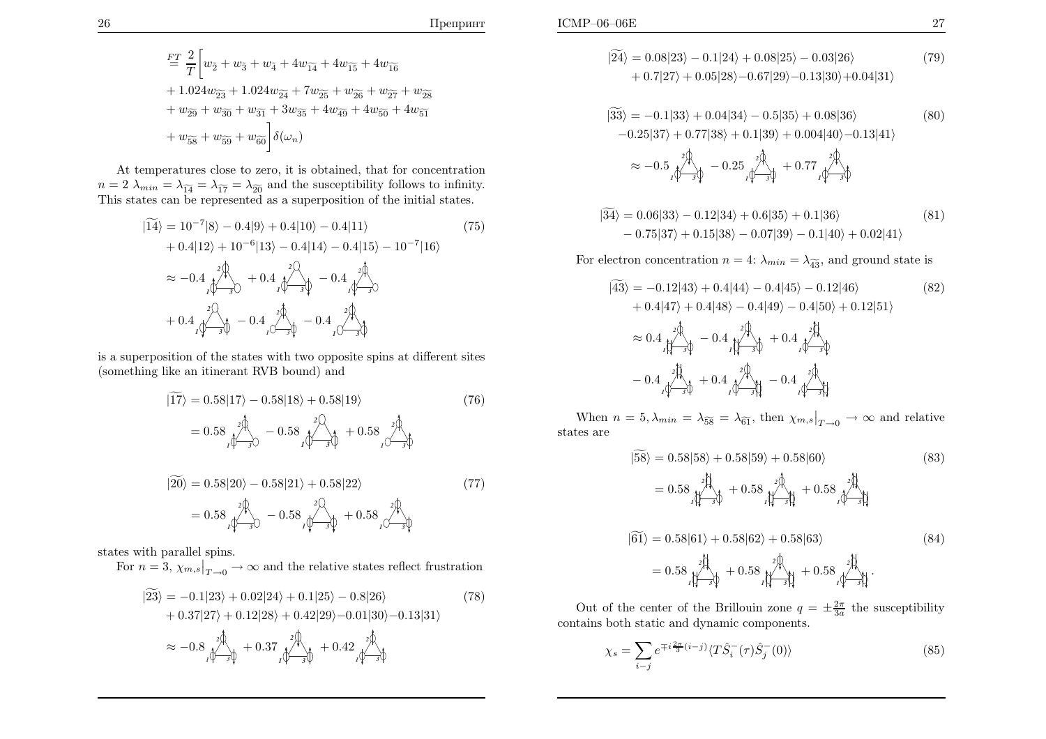$$\stackrel{FT}{=} \frac{2}{T}\Big[ w_{\tilde{2}} + w_{\tilde{3}} + w_{\tilde{4}} + 4w_{\widetilde{14}} + 4w_{\widetilde{15}} + 4w_{\widetilde{16}}$$

$$+ 1.024w_{\widetilde{23}} + 1.024w_{\widetilde{24}} + 7w_{\widetilde{25}} + w_{\widetilde{26}} + w_{\widetilde{27}} + w_{\widetilde{28}}$$

$$+ w_{\widetilde{29}} + w_{\widetilde{30}} + w_{\widetilde{31}} + 3w_{\widetilde{35}} + 4w_{\widetilde{49}} + 4w_{\widetilde{50}} + 4w_{\widetilde{51}}$$

$$+ w_{\widetilde{58}} + w_{\widetilde{59}} + w_{\widetilde{60}} \Big] \delta(\omega_n)$$

At temperatures close to zero, it is obtained, that for concentration $n = 2$ $\lambda_{min} = \lambda_{\widetilde{14}} = \lambda_{\widetilde{17}} = \lambda_{\widetilde{20}}$ and the susceptibility follows to infinity. This states can be represented as a superposition of the initial states.

$$|\widetilde{14}\rangle = 10^{-7}|8\rangle - 0.4|9\rangle + 0.4|10\rangle - 0.4|11\rangle + 0.4|12\rangle + 10^{-6}|13\rangle - 0.4|14\rangle - 0.4|15\rangle - 10^{-7}|16\rangle \quad (75)$$

$$\approx -0.4 \,[\ldots] + 0.4 \,[\ldots] - 0.4 \,[\ldots] + 0.4 \,[\ldots] - 0.4 \,[\ldots] - 0.4 \,[\ldots]$$

is a superposition of the states with two opposite spins at different sites (something like an itinerant RVB bound) and

$$|\widetilde{17}\rangle = 0.58|17\rangle - 0.58|18\rangle + 0.58|19\rangle \quad (76)$$

$$= 0.58 \,[\ldots] - 0.58 \,[\ldots] + 0.58 \,[\ldots]$$

$$|\widetilde{20}\rangle = 0.58|20\rangle - 0.58|21\rangle + 0.58|22\rangle \quad (77)$$

$$= 0.58 \,[\ldots] - 0.58 \,[\ldots] + 0.58 \,[\ldots]$$

states with parallel spins.

For $n = 3$, $\chi_{m,s}\big|_{T\to 0} \to \infty$ and the relative states reflect frustration

$$|\widetilde{23}\rangle = -0.1|23\rangle + 0.02|24\rangle + 0.1|25\rangle - 0.8|26\rangle + 0.37|27\rangle + 0.12|28\rangle + 0.42|29\rangle - 0.01|30\rangle - 0.13|31\rangle \quad (78)$$

$$\approx -0.8 \,[\ldots] + 0.37 \,[\ldots] + 0.42 \,[\ldots]$$

$$|\widetilde{24}\rangle = 0.08|23\rangle - 0.1|24\rangle + 0.08|25\rangle - 0.03|26\rangle + 0.7|27\rangle + 0.05|28\rangle - 0.67|29\rangle - 0.13|30\rangle + 0.04|31\rangle \quad (79)$$

$$|\widetilde{33}\rangle = -0.1|33\rangle + 0.04|34\rangle - 0.5|35\rangle + 0.08|36\rangle - 0.25|37\rangle + 0.77|38\rangle + 0.1|39\rangle + 0.004|40\rangle - 0.13|41\rangle \quad (80)$$

$$\approx -0.5 \,[\ldots] - 0.25 \,[\ldots] + 0.77 \,[\ldots]$$

$$|\widetilde{34}\rangle = 0.06|33\rangle - 0.12|34\rangle + 0.6|35\rangle + 0.1|36\rangle - 0.75|37\rangle + 0.15|38\rangle - 0.07|39\rangle - 0.1|40\rangle + 0.02|41\rangle \quad (81)$$

For electron concentration $n = 4$: $\lambda_{min} = \lambda_{\widetilde{43}}$, and ground state is

$$|\widetilde{43}\rangle = -0.12|43\rangle + 0.4|44\rangle - 0.4|45\rangle - 0.12|46\rangle + 0.4|47\rangle + 0.4|48\rangle - 0.4|49\rangle - 0.4|50\rangle + 0.12|51\rangle \quad (82)$$

$$\approx 0.4 \,[\ldots] - 0.4 \,[\ldots] + 0.4 \,[\ldots] - 0.4 \,[\ldots] + 0.4 \,[\ldots] - 0.4 \,[\ldots]$$

When $n = 5, \lambda_{min} = \lambda_{\widetilde{58}} = \lambda_{\widetilde{61}}$, then $\chi_{m,s}\big|_{T\to 0} \to \infty$ and relative states are

$$|\widetilde{58}\rangle = 0.58|58\rangle + 0.58|59\rangle + 0.58|60\rangle \quad (83)$$

$$= 0.58 \,[\ldots] + 0.58 \,[\ldots] + 0.58 \,[\ldots]$$

$$|\widetilde{61}\rangle = 0.58|61\rangle + 0.58|62\rangle + 0.58|63\rangle \quad (84)$$

$$= 0.58 \,[\ldots] + 0.58 \,[\ldots] + 0.58 \,[\ldots].$$

Out of the center of the Brillouin zone $q = \pm\frac{2\pi}{3a}$ the susceptibility contains both static and dynamic components.

$$\chi_s = \sum_{i-j} e^{\mp i\frac{2\pi}{3}(i-j)} \langle T\hat{S}_i^-(\tau)\hat{S}_j^-(0)\rangle \quad (85)$$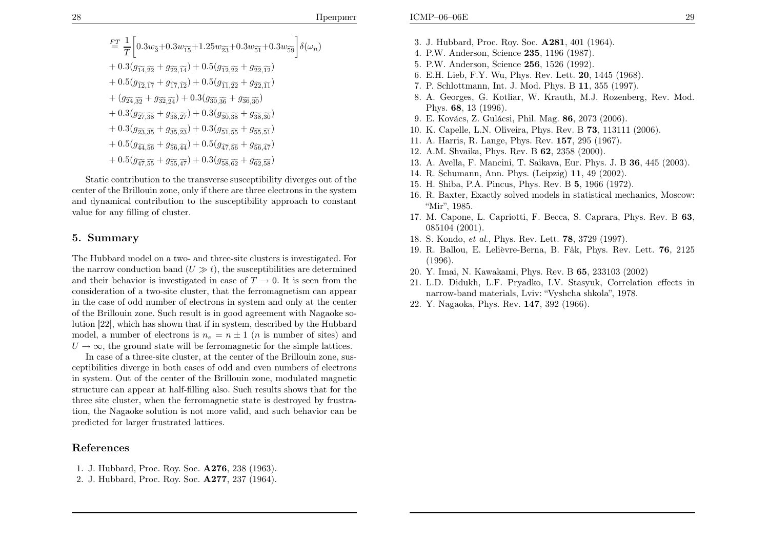$$
\begin{aligned}
&\overset{FT}{=} \frac{1}{T}\bigg[0.3w_{\widetilde{3}}+0.3w_{\widetilde{15}}+1.25w_{\widetilde{23}}+0.3w_{\widetilde{51}}+0.3w_{\widetilde{59}}\bigg]\delta(\omega_n) \\
&+ 0.3(g_{\widetilde{14},\widetilde{22}} + g_{\widetilde{22},\widetilde{14}}) + 0.5(g_{\widetilde{12},\widetilde{22}} + g_{\widetilde{22},\widetilde{12}}) \\
&+ 0.5(g_{\widetilde{12},\widetilde{17}} + g_{\widetilde{17},\widetilde{12}}) + 0.5(g_{\widetilde{11},\widetilde{22}} + g_{\widetilde{22},\widetilde{11}}) \\
&+ (g_{\widetilde{24},\widetilde{32}} + g_{\widetilde{32},\widetilde{24}}) + 0.3(g_{\widetilde{30},\widetilde{36}} + g_{\widetilde{36},\widetilde{30}}) \\
&+ 0.3(g_{\widetilde{27},\widetilde{38}} + g_{\widetilde{38},\widetilde{27}}) + 0.3(g_{\widetilde{30},\widetilde{38}} + g_{\widetilde{38},\widetilde{30}}) \\
&+ 0.3(g_{\widetilde{23},\widetilde{35}} + g_{\widetilde{35},\widetilde{23}}) + 0.3(g_{\widetilde{51},\widetilde{55}} + g_{\widetilde{55},\widetilde{51}}) \\
&+ 0.5(g_{\widetilde{44},\widetilde{56}} + g_{\widetilde{56},\widetilde{44}}) + 0.5(g_{\widetilde{47},\widetilde{56}} + g_{\widetilde{56},\widetilde{47}}) \\
&+ 0.5(g_{\widetilde{47},\widetilde{55}} + g_{\widetilde{55},\widetilde{47}}) + 0.3(g_{\widetilde{58},\widetilde{62}} + g_{\widetilde{62},\widetilde{58}})
\end{aligned}
$$

Static contribution to the transverse susceptibility diverges out of the center of the Brillouin zone, only if there are three electrons in the system and dynamical contribution to the susceptibility approach to constant value for any filling of cluster.

## 5. Summary

The Hubbard model on a two- and three-site clusters is investigated. For the narrow conduction band ($U \gg t$), the susceptibilities are determined and their behavior is investigated in case of $T \to 0$. It is seen from the consideration of a two-site cluster, that the ferromagnetism can appear in the case of odd number of electrons in system and only at the center of the Brillouin zone. Such result is in good agreement with Nagaoke solution [22], which has shown that if in system, described by the Hubbard model, a number of electrons is $n_e = n \pm 1$ ($n$ is number of sites) and $U \to \infty$, the ground state will be ferromagnetic for the simple lattices.

In case of a three-site cluster, at the center of the Brillouin zone, susceptibilities diverge in both cases of odd and even numbers of electrons in system. Out of the center of the Brillouin zone, modulated magnetic structure can appear at half-filling also. Such results shows that for the three site cluster, when the ferromagnetic state is destroyed by frustration, the Nagaoke solution is not more valid, and such behavior can be predicted for larger frustrated lattices.

## References

1. J. Hubbard, Proc. Roy. Soc. **A276**, 238 (1963).
2. J. Hubbard, Proc. Roy. Soc. **A277**, 237 (1964).
3. J. Hubbard, Proc. Roy. Soc. **A281**, 401 (1964).
4. P.W. Anderson, Science **235**, 1196 (1987).
5. P.W. Anderson, Science **256**, 1526 (1992).
6. E.H. Lieb, F.Y. Wu, Phys. Rev. Lett. **20**, 1445 (1968).
7. P. Schlottmann, Int. J. Mod. Phys. B **11**, 355 (1997).
8. A. Georges, G. Kotliar, W. Krauth, M.J. Rozenberg, Rev. Mod. Phys. **68**, 13 (1996).
9. E. Kovács, Z. Gulácsi, Phil. Mag. **86**, 2073 (2006).
10. K. Capelle, L.N. Oliveira, Phys. Rev. B **73**, 113111 (2006).
11. A. Harris, R. Lange, Phys. Rev. **157**, 295 (1967).
12. A.M. Shvaika, Phys. Rev. B **62**, 2358 (2000).
13. A. Avella, F. Mancini, T. Saikava, Eur. Phys. J. B **36**, 445 (2003).
14. R. Schumann, Ann. Phys. (Leipzig) **11**, 49 (2002).
15. H. Shiba, P.A. Pincus, Phys. Rev. B **5**, 1966 (1972).
16. R. Baxter, Exactly solved models in statistical mechanics, Moscow: "Mir", 1985.
17. M. Capone, L. Capriotti, F. Becca, S. Caprara, Phys. Rev. B **63**, 085104 (2001).
18. S. Kondo, *et al.*, Phys. Rev. Lett. **78**, 3729 (1997).
19. R. Ballou, E. Lelièvre-Berna, B. Fåk, Phys. Rev. Lett. **76**, 2125 (1996).
20. Y. Imai, N. Kawakami, Phys. Rev. B **65**, 233103 (2002)
21. L.D. Didukh, L.F. Pryadko, I.V. Stasyuk, Correlation effects in narrow-band materials, Lviv: "Vyshcha shkola", 1978.
22. Y. Nagaoka, Phys. Rev. **147**, 392 (1966).